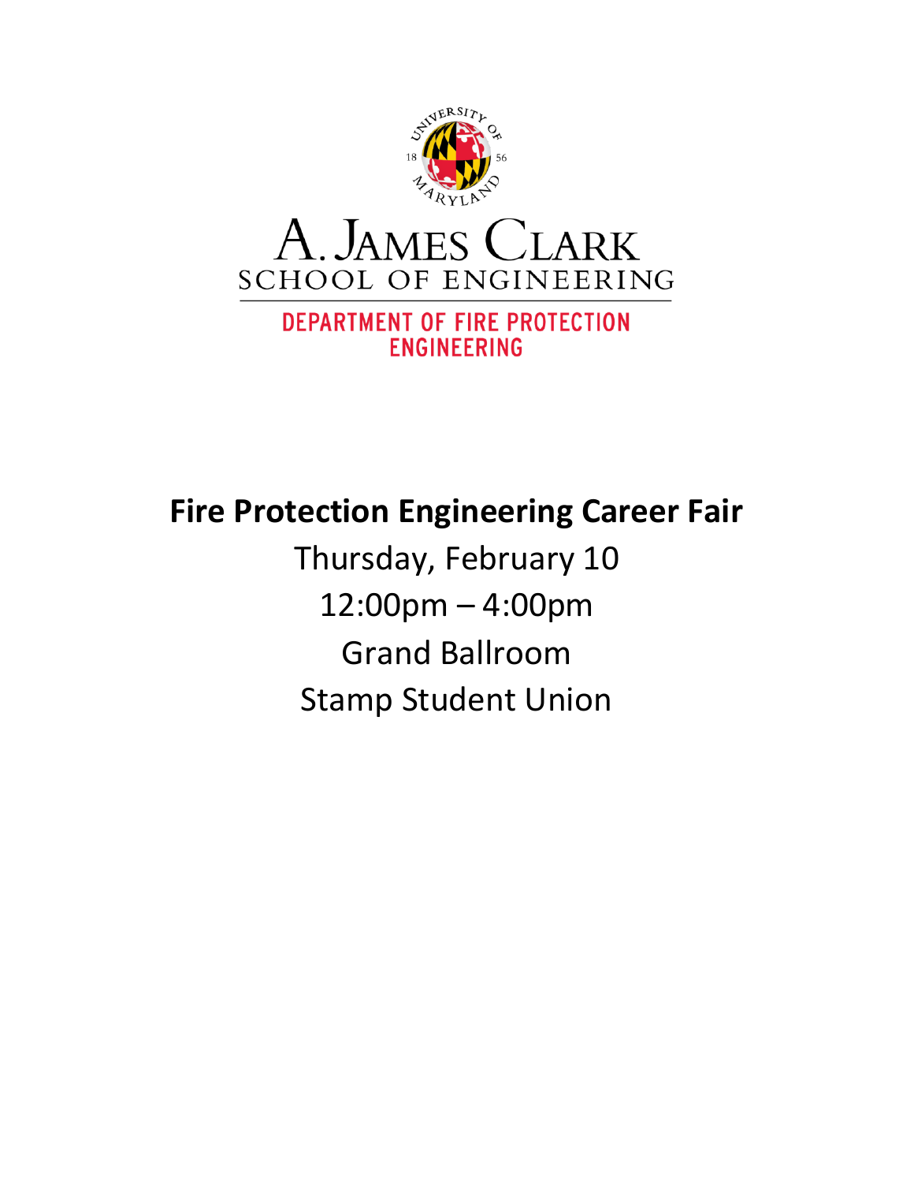UNIVERSITY OF MARYLAND 1856

A. JAMES CLARK
SCHOOL OF ENGINEERING

DEPARTMENT OF FIRE PROTECTION ENGINEERING

# Fire Protection Engineering Career Fair

Thursday, February 10

12:00pm – 4:00pm

Grand Ballroom

Stamp Student Union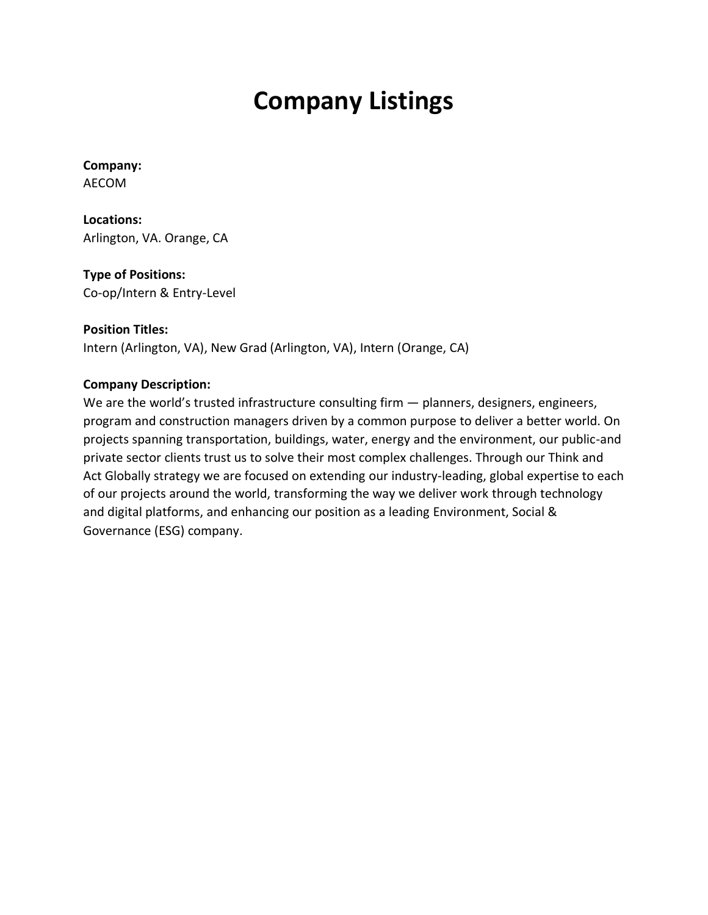# Company Listings

**Company:**
AECOM

**Locations:**
Arlington, VA. Orange, CA

**Type of Positions:**
Co-op/Intern & Entry-Level

**Position Titles:**
Intern (Arlington, VA), New Grad (Arlington, VA), Intern (Orange, CA)

**Company Description:**
We are the world's trusted infrastructure consulting firm — planners, designers, engineers, program and construction managers driven by a common purpose to deliver a better world. On projects spanning transportation, buildings, water, energy and the environment, our public-and private sector clients trust us to solve their most complex challenges. Through our Think and Act Globally strategy we are focused on extending our industry-leading, global expertise to each of our projects around the world, transforming the way we deliver work through technology and digital platforms, and enhancing our position as a leading Environment, Social & Governance (ESG) company.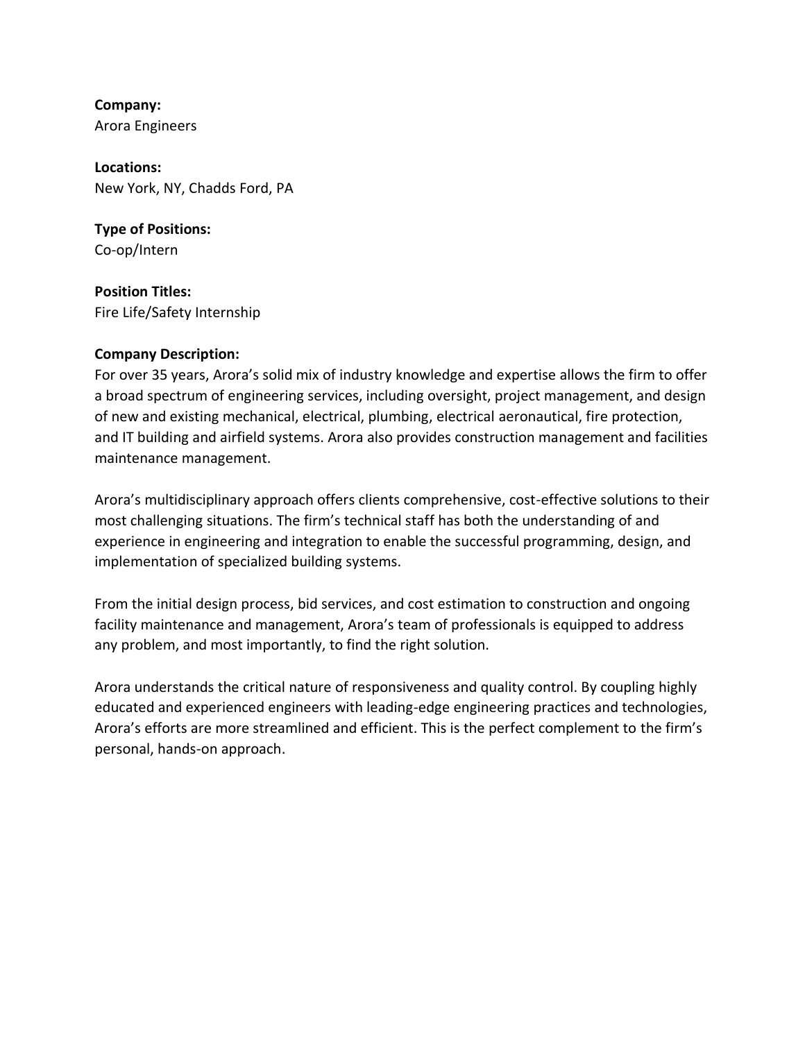**Company:**
Arora Engineers

**Locations:**
New York, NY, Chadds Ford, PA

**Type of Positions:**
Co-op/Intern

**Position Titles:**
Fire Life/Safety Internship

**Company Description:**
For over 35 years, Arora's solid mix of industry knowledge and expertise allows the firm to offer a broad spectrum of engineering services, including oversight, project management, and design of new and existing mechanical, electrical, plumbing, electrical aeronautical, fire protection, and IT building and airfield systems. Arora also provides construction management and facilities maintenance management.

Arora's multidisciplinary approach offers clients comprehensive, cost-effective solutions to their most challenging situations. The firm's technical staff has both the understanding of and experience in engineering and integration to enable the successful programming, design, and implementation of specialized building systems.

From the initial design process, bid services, and cost estimation to construction and ongoing facility maintenance and management, Arora's team of professionals is equipped to address any problem, and most importantly, to find the right solution.

Arora understands the critical nature of responsiveness and quality control. By coupling highly educated and experienced engineers with leading-edge engineering practices and technologies, Arora's efforts are more streamlined and efficient. This is the perfect complement to the firm's personal, hands-on approach.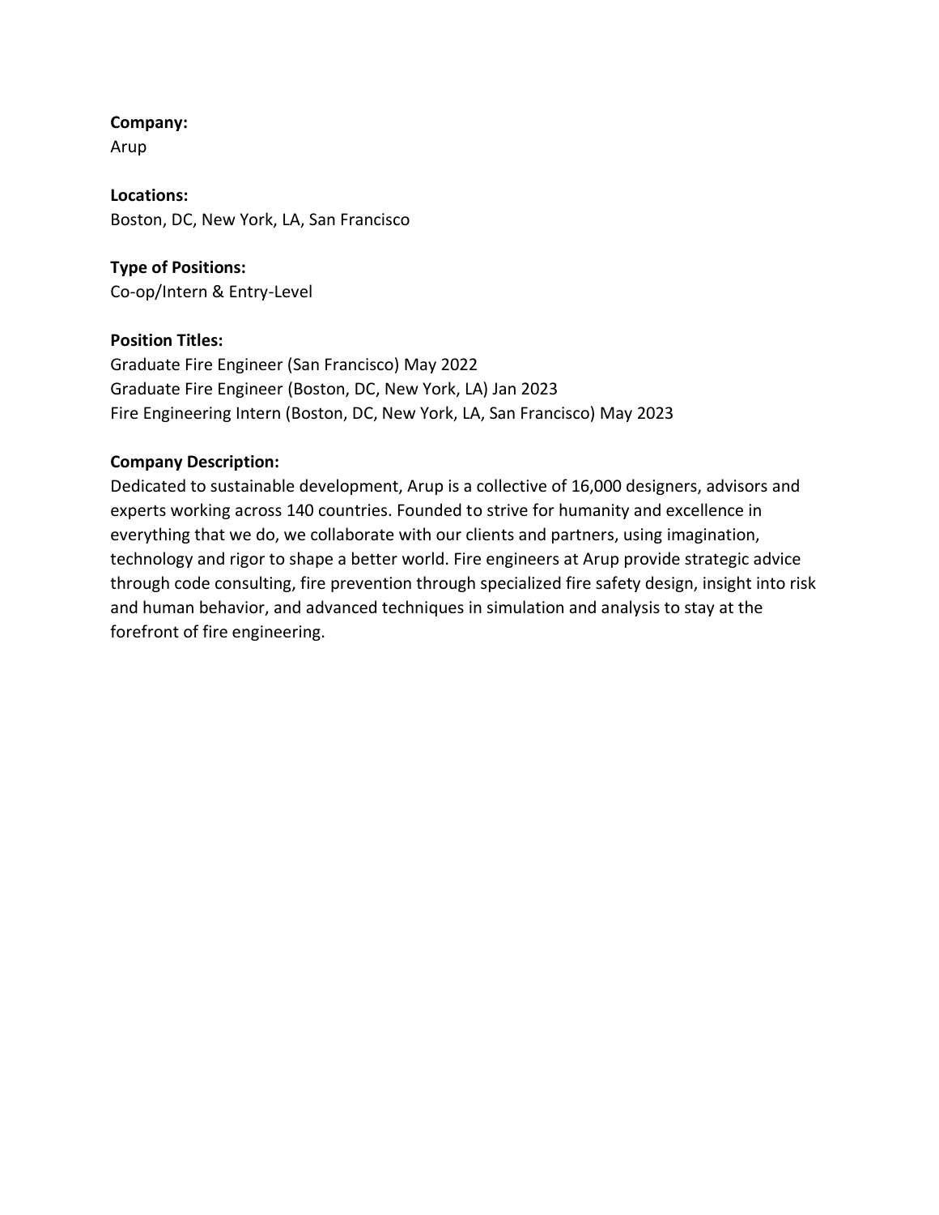**Company:**
Arup

**Locations:**
Boston, DC, New York, LA, San Francisco

**Type of Positions:**
Co-op/Intern & Entry-Level

**Position Titles:**
Graduate Fire Engineer (San Francisco) May 2022
Graduate Fire Engineer (Boston, DC, New York, LA) Jan 2023
Fire Engineering Intern (Boston, DC, New York, LA, San Francisco) May 2023

**Company Description:**
Dedicated to sustainable development, Arup is a collective of 16,000 designers, advisors and experts working across 140 countries. Founded to strive for humanity and excellence in everything that we do, we collaborate with our clients and partners, using imagination, technology and rigor to shape a better world. Fire engineers at Arup provide strategic advice through code consulting, fire prevention through specialized fire safety design, insight into risk and human behavior, and advanced techniques in simulation and analysis to stay at the forefront of fire engineering.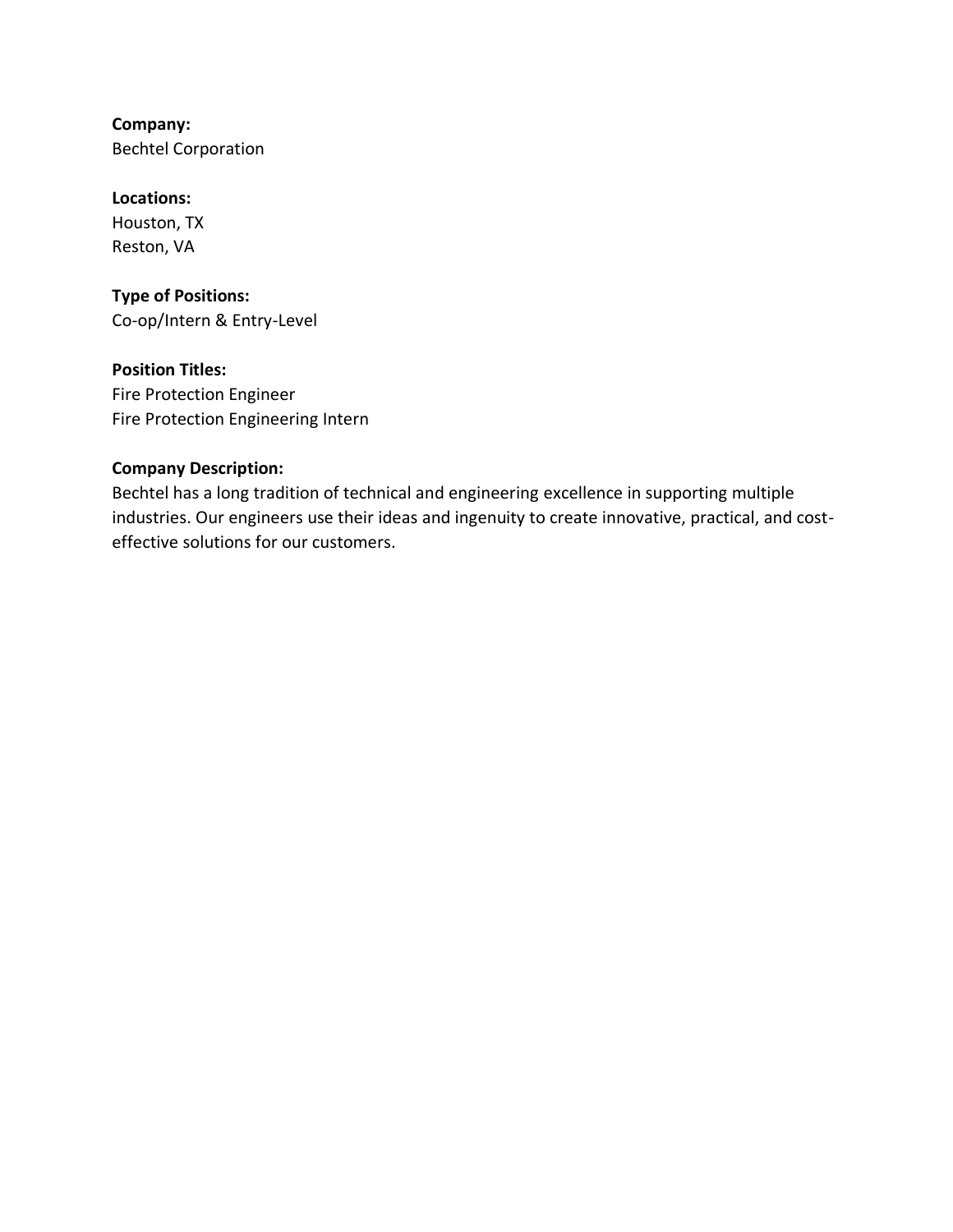**Company:**
Bechtel Corporation

**Locations:**
Houston, TX
Reston, VA

**Type of Positions:**
Co-op/Intern & Entry-Level

**Position Titles:**
Fire Protection Engineer
Fire Protection Engineering Intern

**Company Description:**
Bechtel has a long tradition of technical and engineering excellence in supporting multiple industries. Our engineers use their ideas and ingenuity to create innovative, practical, and cost-effective solutions for our customers.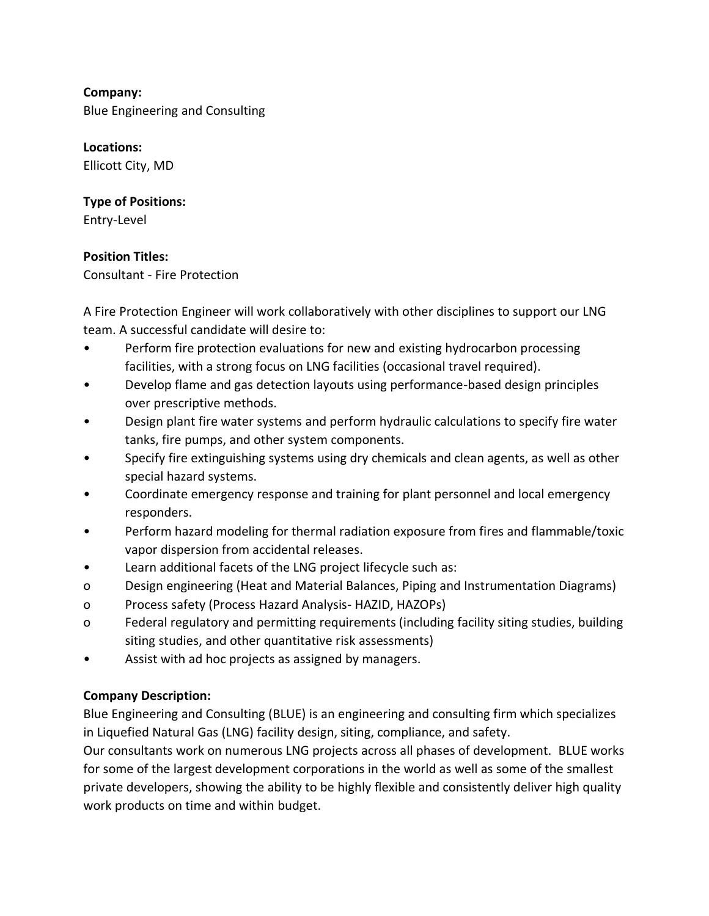**Company:**
Blue Engineering and Consulting

**Locations:**
Ellicott City, MD

**Type of Positions:**
Entry-Level

**Position Titles:**
Consultant - Fire Protection

A Fire Protection Engineer will work collaboratively with other disciplines to support our LNG team. A successful candidate will desire to:

- Perform fire protection evaluations for new and existing hydrocarbon processing facilities, with a strong focus on LNG facilities (occasional travel required).
- Develop flame and gas detection layouts using performance-based design principles over prescriptive methods.
- Design plant fire water systems and perform hydraulic calculations to specify fire water tanks, fire pumps, and other system components.
- Specify fire extinguishing systems using dry chemicals and clean agents, as well as other special hazard systems.
- Coordinate emergency response and training for plant personnel and local emergency responders.
- Perform hazard modeling for thermal radiation exposure from fires and flammable/toxic vapor dispersion from accidental releases.
- Learn additional facets of the LNG project lifecycle such as:
  - Design engineering (Heat and Material Balances, Piping and Instrumentation Diagrams)
  - Process safety (Process Hazard Analysis- HAZID, HAZOPs)
  - Federal regulatory and permitting requirements (including facility siting studies, building siting studies, and other quantitative risk assessments)
- Assist with ad hoc projects as assigned by managers.

**Company Description:**
Blue Engineering and Consulting (BLUE) is an engineering and consulting firm which specializes in Liquefied Natural Gas (LNG) facility design, siting, compliance, and safety.
Our consultants work on numerous LNG projects across all phases of development. BLUE works for some of the largest development corporations in the world as well as some of the smallest private developers, showing the ability to be highly flexible and consistently deliver high quality work products on time and within budget.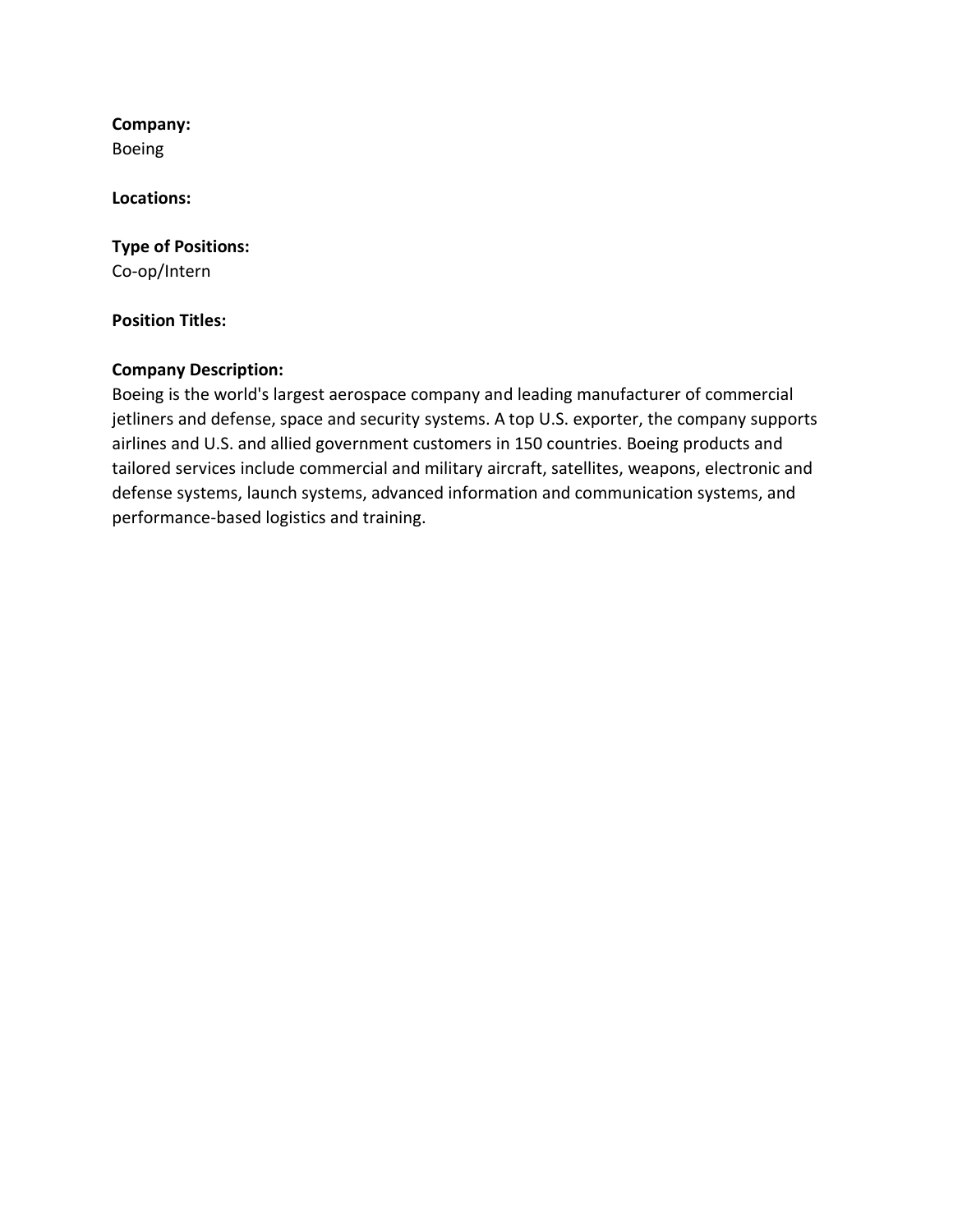**Company:**
Boeing

**Locations:**

**Type of Positions:**
Co-op/Intern

**Position Titles:**

**Company Description:**
Boeing is the world's largest aerospace company and leading manufacturer of commercial jetliners and defense, space and security systems. A top U.S. exporter, the company supports airlines and U.S. and allied government customers in 150 countries. Boeing products and tailored services include commercial and military aircraft, satellites, weapons, electronic and defense systems, launch systems, advanced information and communication systems, and performance-based logistics and training.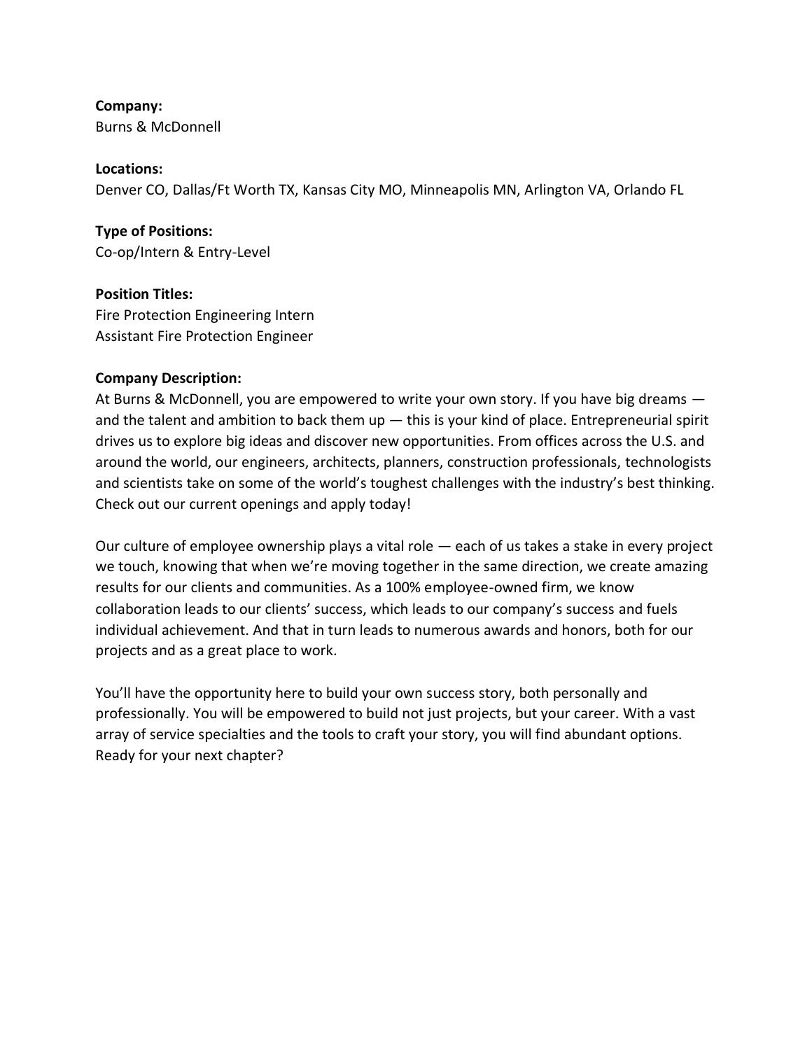**Company:**
Burns & McDonnell

**Locations:**
Denver CO, Dallas/Ft Worth TX, Kansas City MO, Minneapolis MN, Arlington VA, Orlando FL

**Type of Positions:**
Co-op/Intern & Entry-Level

**Position Titles:**
Fire Protection Engineering Intern
Assistant Fire Protection Engineer

**Company Description:**
At Burns & McDonnell, you are empowered to write your own story. If you have big dreams — and the talent and ambition to back them up — this is your kind of place. Entrepreneurial spirit drives us to explore big ideas and discover new opportunities. From offices across the U.S. and around the world, our engineers, architects, planners, construction professionals, technologists and scientists take on some of the world's toughest challenges with the industry's best thinking. Check out our current openings and apply today!

Our culture of employee ownership plays a vital role — each of us takes a stake in every project we touch, knowing that when we're moving together in the same direction, we create amazing results for our clients and communities. As a 100% employee-owned firm, we know collaboration leads to our clients' success, which leads to our company's success and fuels individual achievement. And that in turn leads to numerous awards and honors, both for our projects and as a great place to work.

You'll have the opportunity here to build your own success story, both personally and professionally. You will be empowered to build not just projects, but your career. With a vast array of service specialties and the tools to craft your story, you will find abundant options. Ready for your next chapter?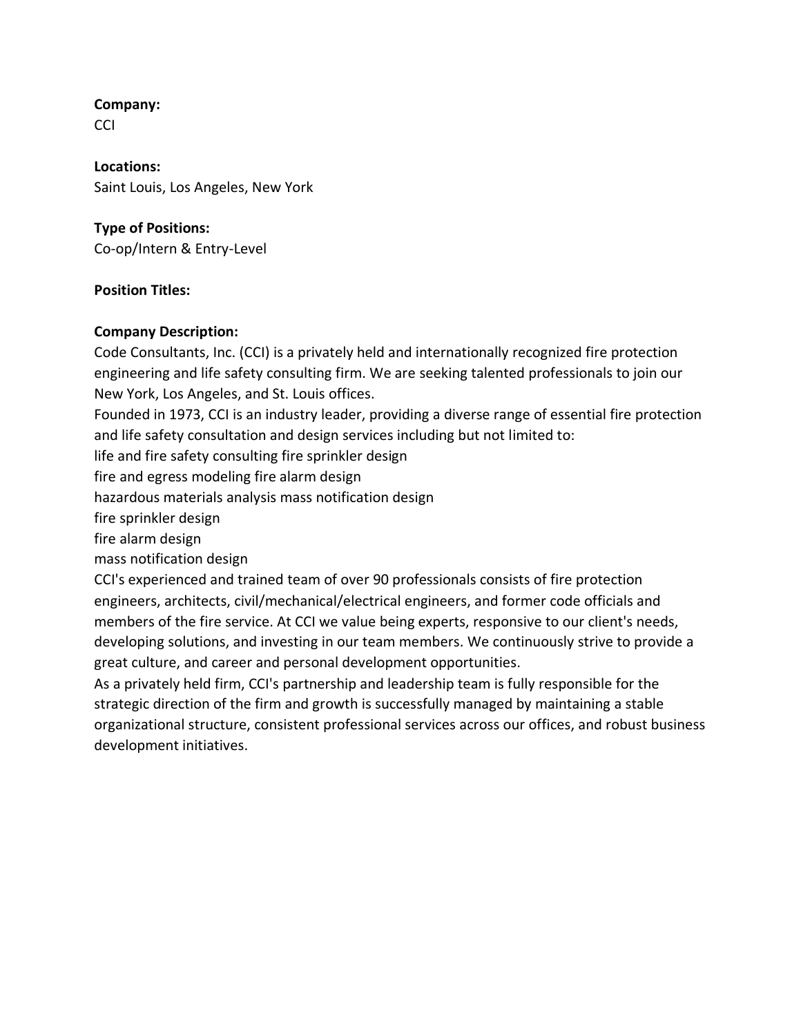**Company:**
CCI

**Locations:**
Saint Louis, Los Angeles, New York

**Type of Positions:**
Co-op/Intern & Entry-Level

**Position Titles:**

**Company Description:**
Code Consultants, Inc. (CCI) is a privately held and internationally recognized fire protection engineering and life safety consulting firm. We are seeking talented professionals to join our New York, Los Angeles, and St. Louis offices.
Founded in 1973, CCI is an industry leader, providing a diverse range of essential fire protection and life safety consultation and design services including but not limited to:
life and fire safety consulting fire sprinkler design
fire and egress modeling fire alarm design
hazardous materials analysis mass notification design
fire sprinkler design
fire alarm design
mass notification design
CCI's experienced and trained team of over 90 professionals consists of fire protection engineers, architects, civil/mechanical/electrical engineers, and former code officials and members of the fire service. At CCI we value being experts, responsive to our client's needs, developing solutions, and investing in our team members. We continuously strive to provide a great culture, and career and personal development opportunities.
As a privately held firm, CCI's partnership and leadership team is fully responsible for the strategic direction of the firm and growth is successfully managed by maintaining a stable organizational structure, consistent professional services across our offices, and robust business development initiatives.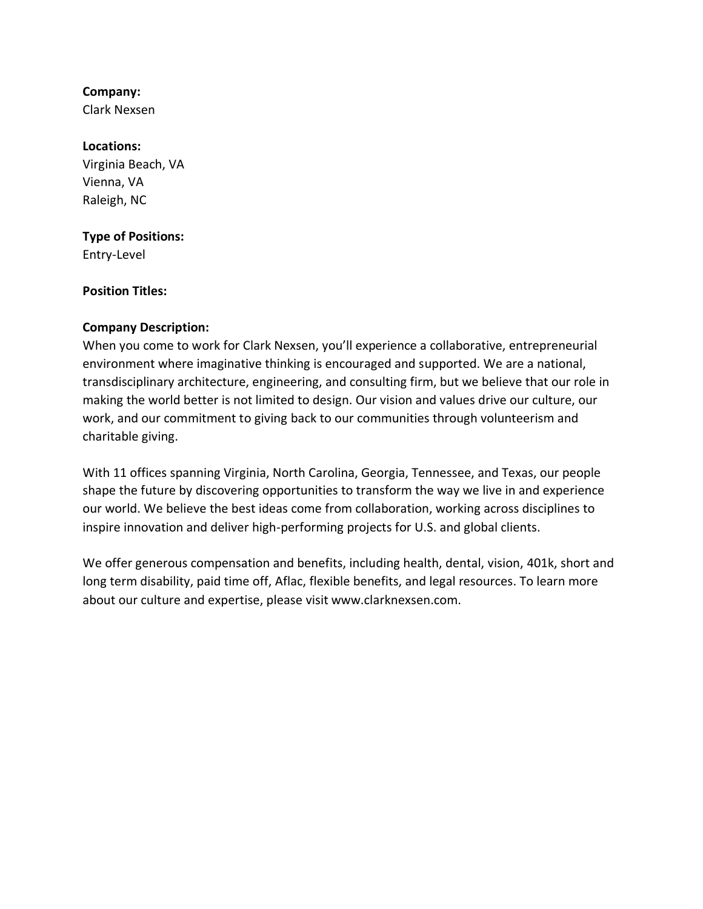**Company:**
Clark Nexsen

**Locations:**
Virginia Beach, VA
Vienna, VA
Raleigh, NC

**Type of Positions:**
Entry-Level

**Position Titles:**

**Company Description:**
When you come to work for Clark Nexsen, you'll experience a collaborative, entrepreneurial environment where imaginative thinking is encouraged and supported. We are a national, transdisciplinary architecture, engineering, and consulting firm, but we believe that our role in making the world better is not limited to design. Our vision and values drive our culture, our work, and our commitment to giving back to our communities through volunteerism and charitable giving.

With 11 offices spanning Virginia, North Carolina, Georgia, Tennessee, and Texas, our people shape the future by discovering opportunities to transform the way we live in and experience our world. We believe the best ideas come from collaboration, working across disciplines to inspire innovation and deliver high-performing projects for U.S. and global clients.

We offer generous compensation and benefits, including health, dental, vision, 401k, short and long term disability, paid time off, Aflac, flexible benefits, and legal resources. To learn more about our culture and expertise, please visit www.clarknexsen.com.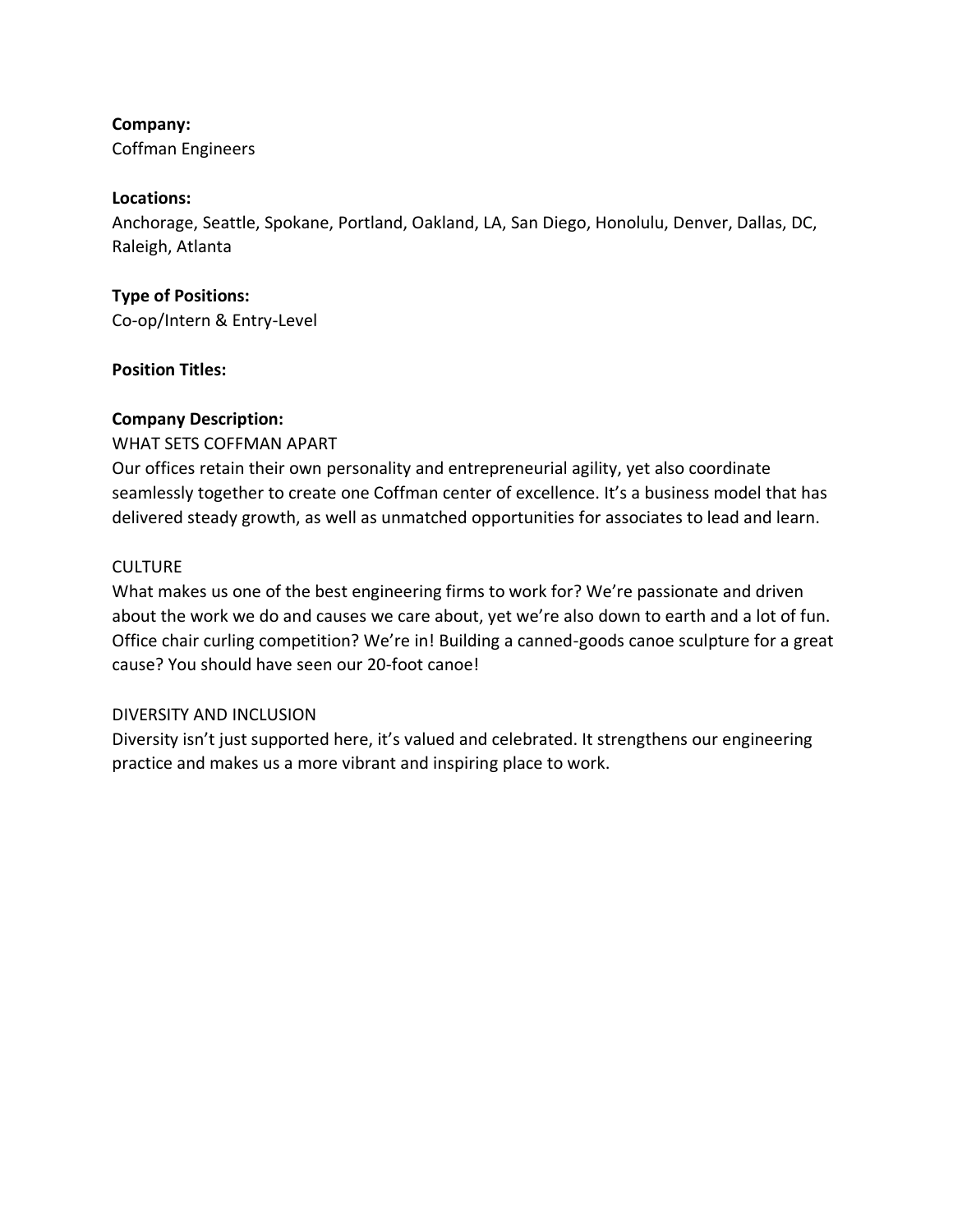**Company:**
Coffman Engineers

**Locations:**
Anchorage, Seattle, Spokane, Portland, Oakland, LA, San Diego, Honolulu, Denver, Dallas, DC, Raleigh, Atlanta

**Type of Positions:**
Co-op/Intern & Entry-Level

**Position Titles:**

**Company Description:**
WHAT SETS COFFMAN APART
Our offices retain their own personality and entrepreneurial agility, yet also coordinate seamlessly together to create one Coffman center of excellence. It's a business model that has delivered steady growth, as well as unmatched opportunities for associates to lead and learn.

CULTURE
What makes us one of the best engineering firms to work for? We're passionate and driven about the work we do and causes we care about, yet we're also down to earth and a lot of fun. Office chair curling competition? We're in! Building a canned-goods canoe sculpture for a great cause? You should have seen our 20-foot canoe!

DIVERSITY AND INCLUSION
Diversity isn't just supported here, it's valued and celebrated. It strengthens our engineering practice and makes us a more vibrant and inspiring place to work.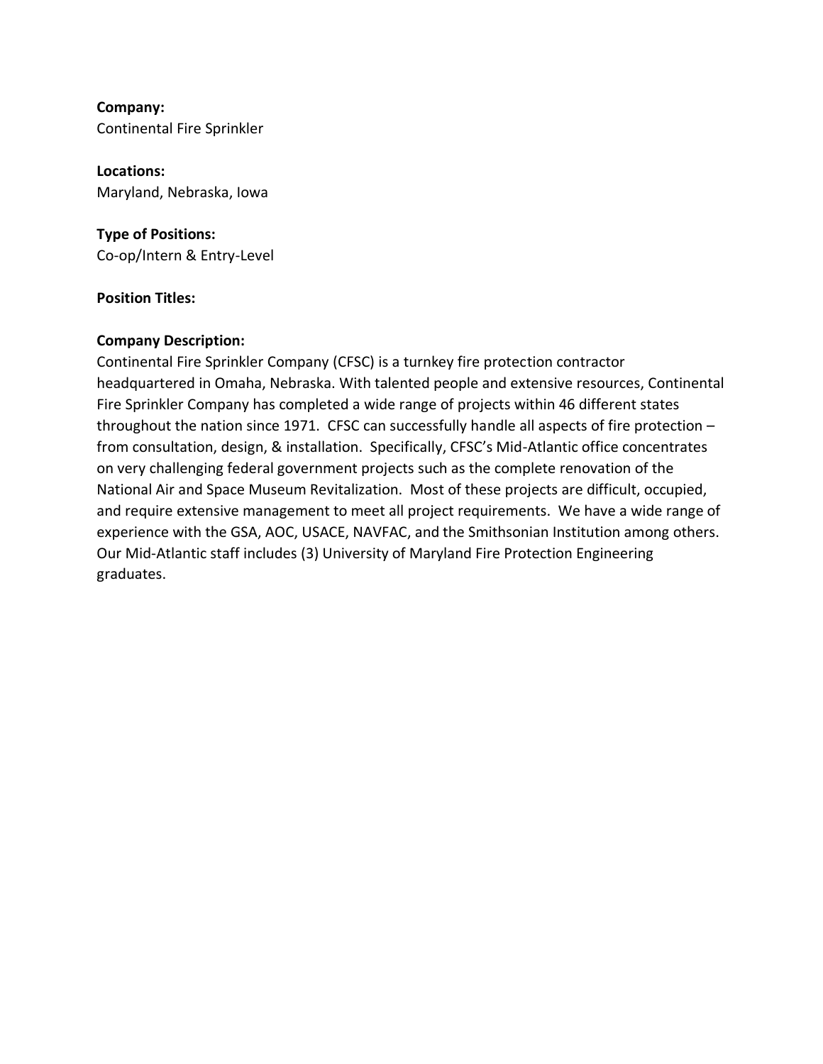**Company:**
Continental Fire Sprinkler

**Locations:**
Maryland, Nebraska, Iowa

**Type of Positions:**
Co-op/Intern & Entry-Level

**Position Titles:**

**Company Description:**
Continental Fire Sprinkler Company (CFSC) is a turnkey fire protection contractor headquartered in Omaha, Nebraska. With talented people and extensive resources, Continental Fire Sprinkler Company has completed a wide range of projects within 46 different states throughout the nation since 1971. CFSC can successfully handle all aspects of fire protection – from consultation, design, & installation. Specifically, CFSC's Mid-Atlantic office concentrates on very challenging federal government projects such as the complete renovation of the National Air and Space Museum Revitalization. Most of these projects are difficult, occupied, and require extensive management to meet all project requirements. We have a wide range of experience with the GSA, AOC, USACE, NAVFAC, and the Smithsonian Institution among others. Our Mid-Atlantic staff includes (3) University of Maryland Fire Protection Engineering graduates.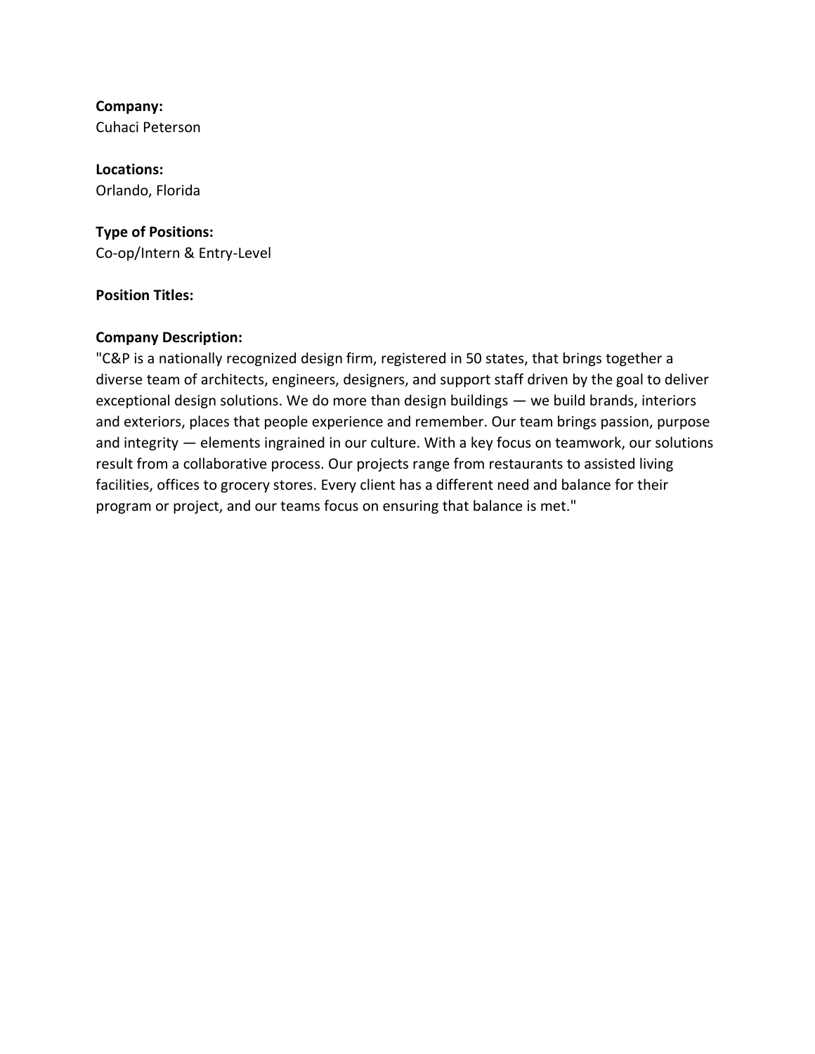**Company:**
Cuhaci Peterson

**Locations:**
Orlando, Florida

**Type of Positions:**
Co-op/Intern & Entry-Level

**Position Titles:**

**Company Description:**
"C&P is a nationally recognized design firm, registered in 50 states, that brings together a diverse team of architects, engineers, designers, and support staff driven by the goal to deliver exceptional design solutions. We do more than design buildings — we build brands, interiors and exteriors, places that people experience and remember. Our team brings passion, purpose and integrity — elements ingrained in our culture. With a key focus on teamwork, our solutions result from a collaborative process. Our projects range from restaurants to assisted living facilities, offices to grocery stores. Every client has a different need and balance for their program or project, and our teams focus on ensuring that balance is met."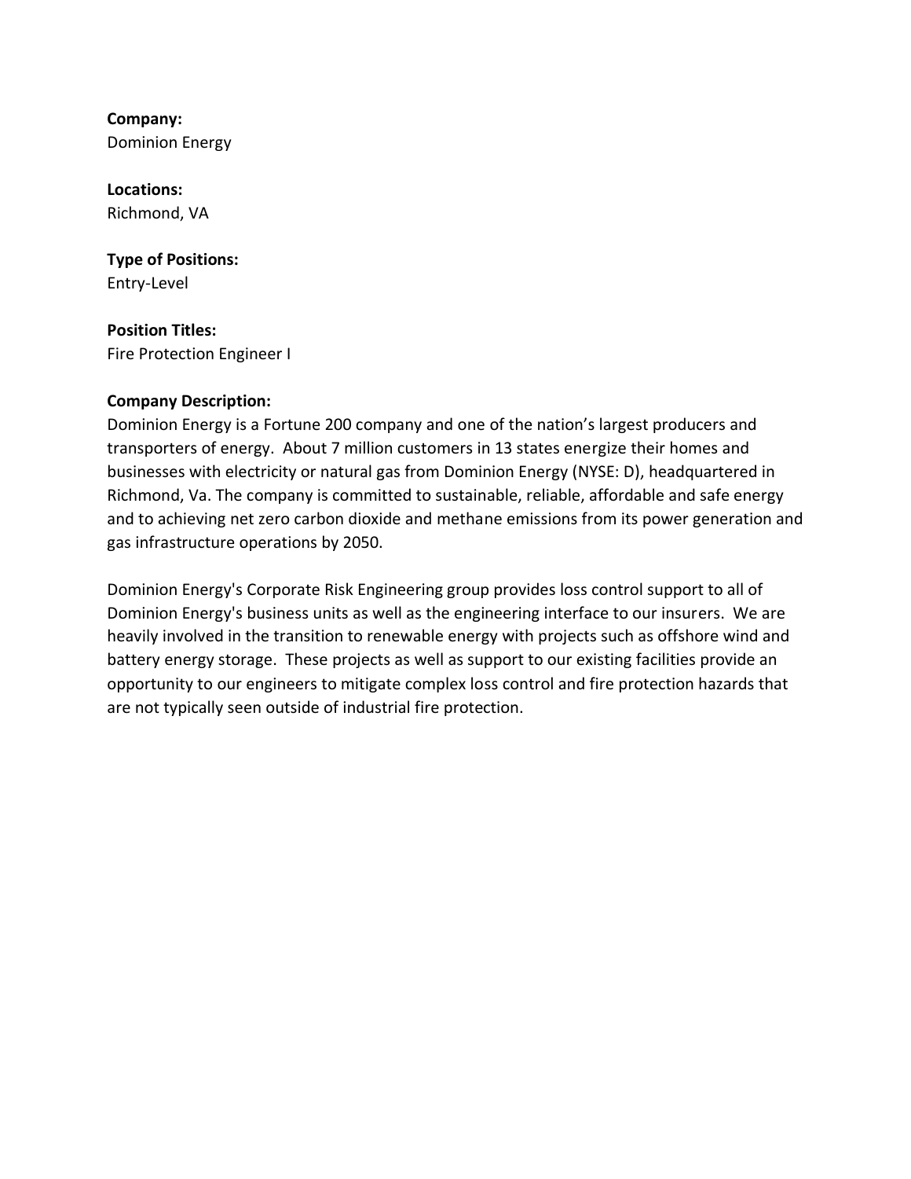**Company:**
Dominion Energy

**Locations:**
Richmond, VA

**Type of Positions:**
Entry-Level

**Position Titles:**
Fire Protection Engineer I

**Company Description:**
Dominion Energy is a Fortune 200 company and one of the nation's largest producers and transporters of energy. About 7 million customers in 13 states energize their homes and businesses with electricity or natural gas from Dominion Energy (NYSE: D), headquartered in Richmond, Va. The company is committed to sustainable, reliable, affordable and safe energy and to achieving net zero carbon dioxide and methane emissions from its power generation and gas infrastructure operations by 2050.

Dominion Energy's Corporate Risk Engineering group provides loss control support to all of Dominion Energy's business units as well as the engineering interface to our insurers. We are heavily involved in the transition to renewable energy with projects such as offshore wind and battery energy storage. These projects as well as support to our existing facilities provide an opportunity to our engineers to mitigate complex loss control and fire protection hazards that are not typically seen outside of industrial fire protection.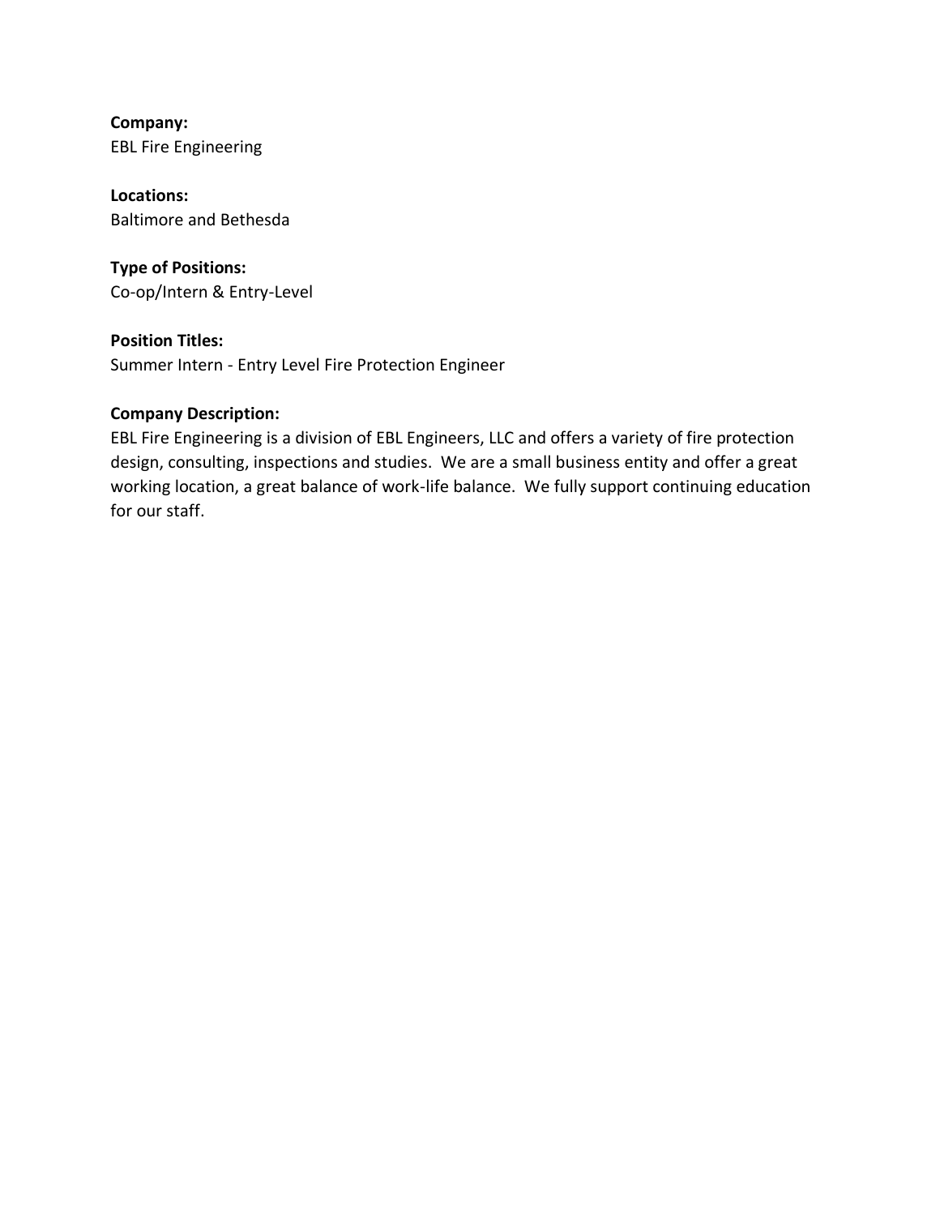**Company:**
EBL Fire Engineering

**Locations:**
Baltimore and Bethesda

**Type of Positions:**
Co-op/Intern & Entry-Level

**Position Titles:**
Summer Intern - Entry Level Fire Protection Engineer

**Company Description:**
EBL Fire Engineering is a division of EBL Engineers, LLC and offers a variety of fire protection design, consulting, inspections and studies. We are a small business entity and offer a great working location, a great balance of work-life balance. We fully support continuing education for our staff.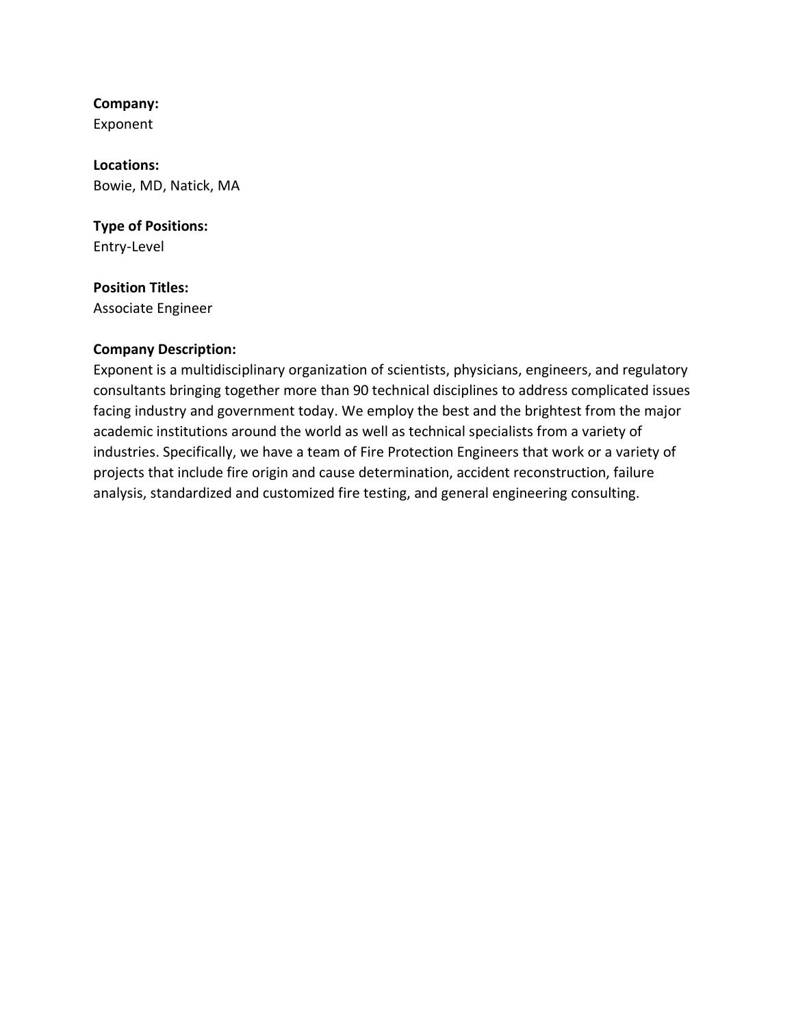**Company:**
Exponent

**Locations:**
Bowie, MD, Natick, MA

**Type of Positions:**
Entry-Level

**Position Titles:**
Associate Engineer

**Company Description:**
Exponent is a multidisciplinary organization of scientists, physicians, engineers, and regulatory consultants bringing together more than 90 technical disciplines to address complicated issues facing industry and government today. We employ the best and the brightest from the major academic institutions around the world as well as technical specialists from a variety of industries. Specifically, we have a team of Fire Protection Engineers that work or a variety of projects that include fire origin and cause determination, accident reconstruction, failure analysis, standardized and customized fire testing, and general engineering consulting.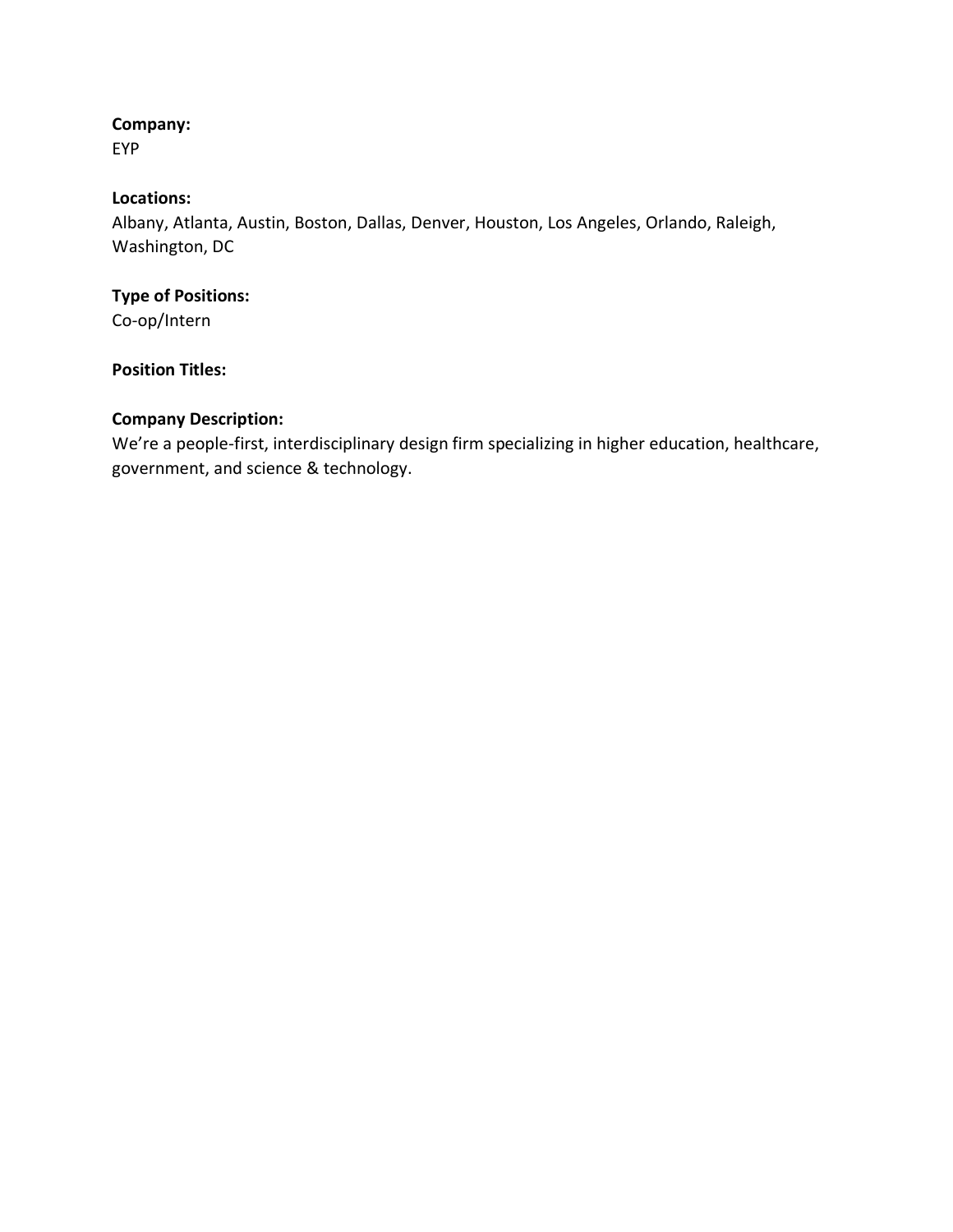**Company:**
EYP

**Locations:**
Albany, Atlanta, Austin, Boston, Dallas, Denver, Houston, Los Angeles, Orlando, Raleigh, Washington, DC

**Type of Positions:**
Co-op/Intern

**Position Titles:**

**Company Description:**
We're a people-first, interdisciplinary design firm specializing in higher education, healthcare, government, and science & technology.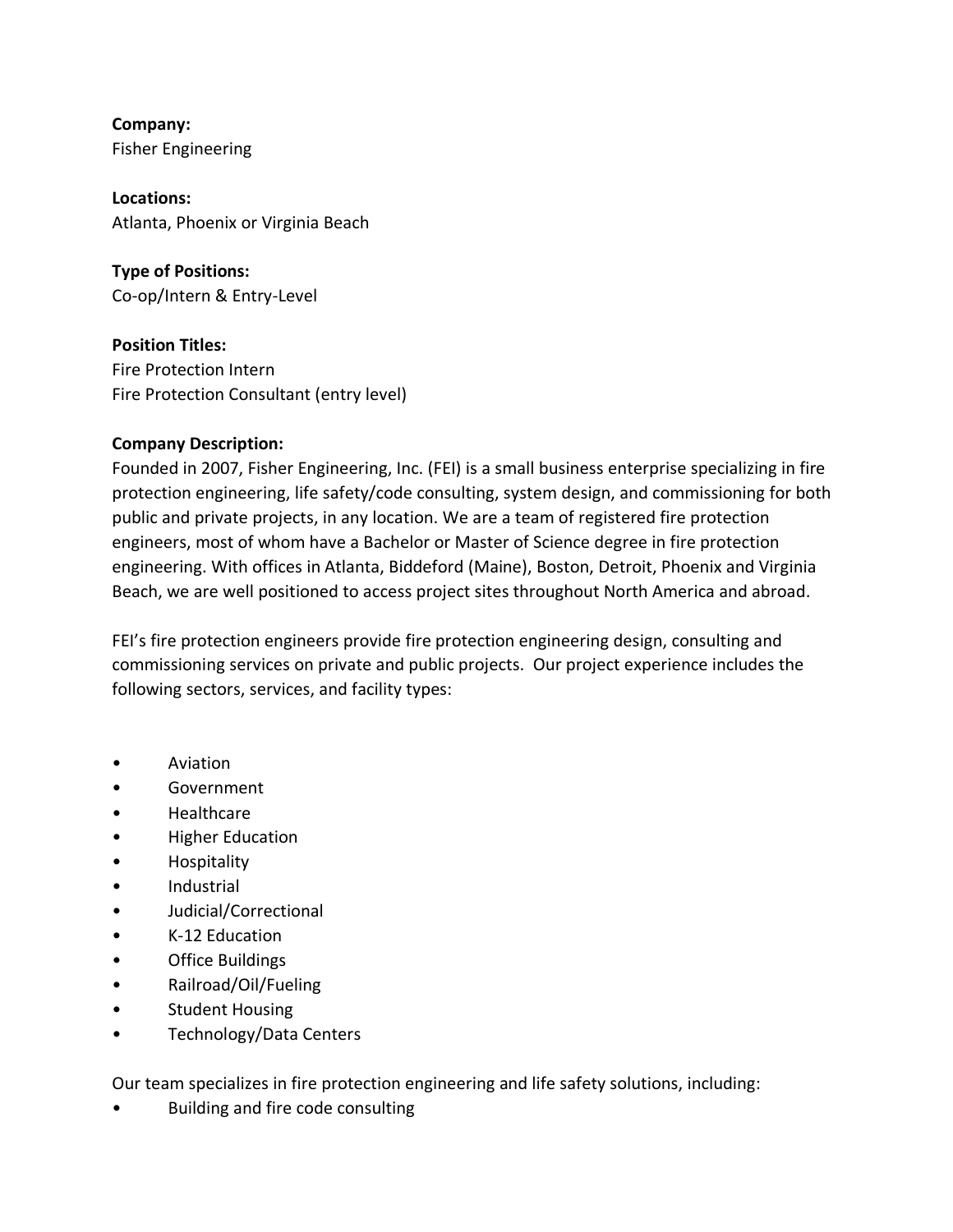**Company:**
Fisher Engineering

**Locations:**
Atlanta, Phoenix or Virginia Beach

**Type of Positions:**
Co-op/Intern & Entry-Level

**Position Titles:**
Fire Protection Intern
Fire Protection Consultant (entry level)

**Company Description:**
Founded in 2007, Fisher Engineering, Inc. (FEI) is a small business enterprise specializing in fire protection engineering, life safety/code consulting, system design, and commissioning for both public and private projects, in any location. We are a team of registered fire protection engineers, most of whom have a Bachelor or Master of Science degree in fire protection engineering. With offices in Atlanta, Biddeford (Maine), Boston, Detroit, Phoenix and Virginia Beach, we are well positioned to access project sites throughout North America and abroad.

FEI's fire protection engineers provide fire protection engineering design, consulting and commissioning services on private and public projects. Our project experience includes the following sectors, services, and facility types:

- Aviation
- Government
- Healthcare
- Higher Education
- Hospitality
- Industrial
- Judicial/Correctional
- K-12 Education
- Office Buildings
- Railroad/Oil/Fueling
- Student Housing
- Technology/Data Centers

Our team specializes in fire protection engineering and life safety solutions, including:

- Building and fire code consulting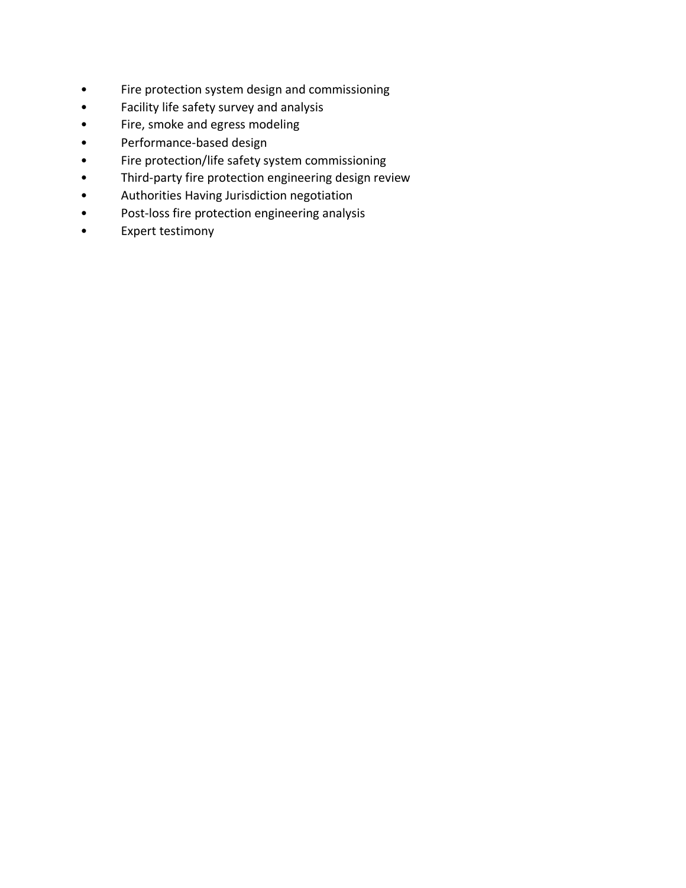- Fire protection system design and commissioning
- Facility life safety survey and analysis
- Fire, smoke and egress modeling
- Performance-based design
- Fire protection/life safety system commissioning
- Third-party fire protection engineering design review
- Authorities Having Jurisdiction negotiation
- Post-loss fire protection engineering analysis
- Expert testimony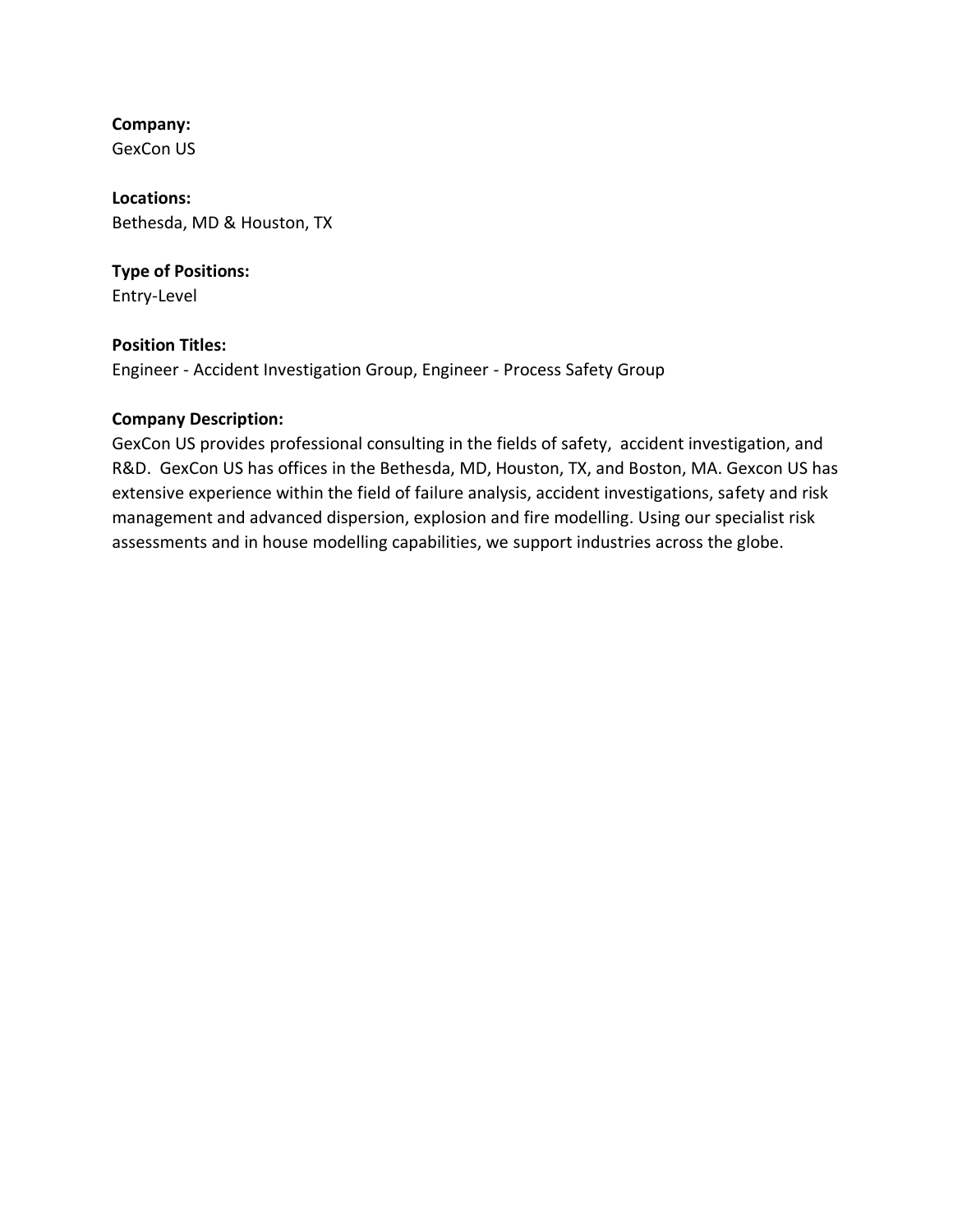**Company:**
GexCon US

**Locations:**
Bethesda, MD & Houston, TX

**Type of Positions:**
Entry-Level

**Position Titles:**
Engineer - Accident Investigation Group, Engineer - Process Safety Group

**Company Description:**
GexCon US provides professional consulting in the fields of safety, accident investigation, and R&D. GexCon US has offices in the Bethesda, MD, Houston, TX, and Boston, MA. Gexcon US has extensive experience within the field of failure analysis, accident investigations, safety and risk management and advanced dispersion, explosion and fire modelling. Using our specialist risk assessments and in house modelling capabilities, we support industries across the globe.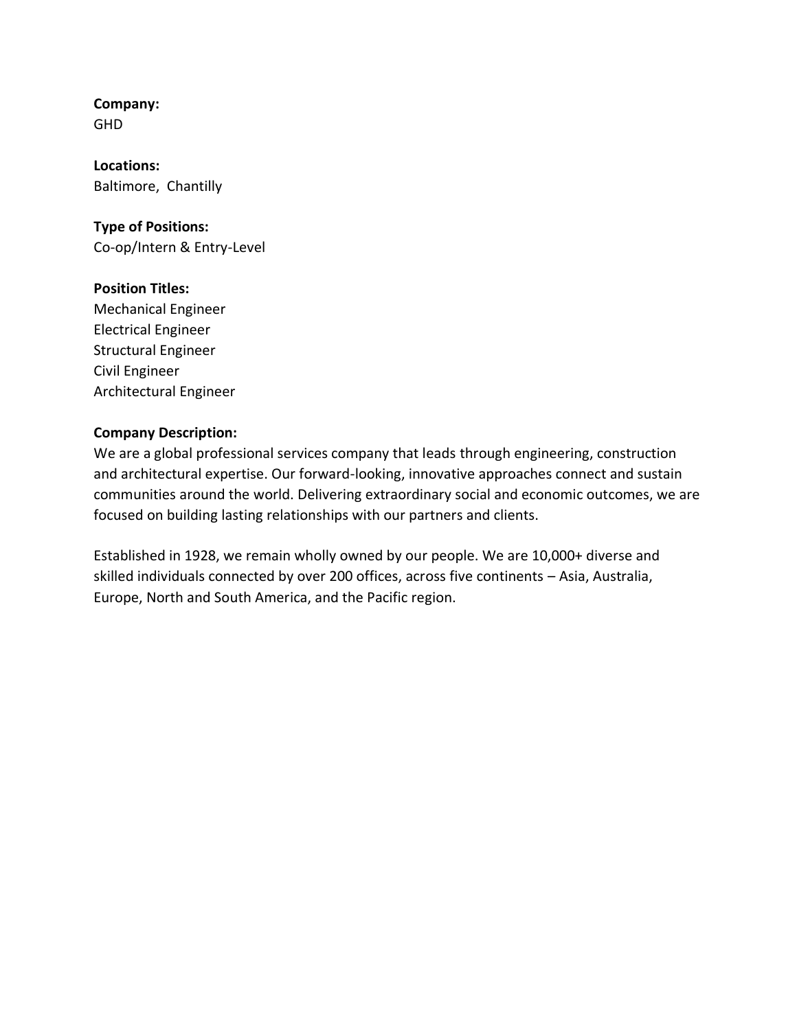**Company:**
GHD

**Locations:**
Baltimore,  Chantilly

**Type of Positions:**
Co-op/Intern & Entry-Level

**Position Titles:**
Mechanical Engineer
Electrical Engineer
Structural Engineer
Civil Engineer
Architectural Engineer

**Company Description:**
We are a global professional services company that leads through engineering, construction and architectural expertise. Our forward-looking, innovative approaches connect and sustain communities around the world. Delivering extraordinary social and economic outcomes, we are focused on building lasting relationships with our partners and clients.

Established in 1928, we remain wholly owned by our people. We are 10,000+ diverse and skilled individuals connected by over 200 offices, across five continents – Asia, Australia, Europe, North and South America, and the Pacific region.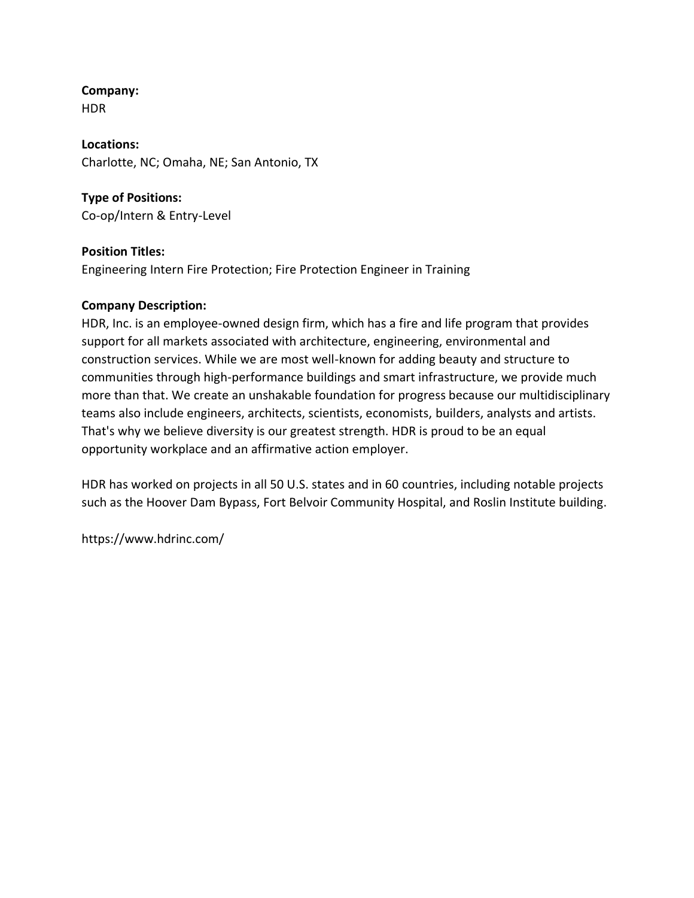**Company:**
HDR

**Locations:**
Charlotte, NC; Omaha, NE; San Antonio, TX

**Type of Positions:**
Co-op/Intern & Entry-Level

**Position Titles:**
Engineering Intern Fire Protection; Fire Protection Engineer in Training

**Company Description:**
HDR, Inc. is an employee-owned design firm, which has a fire and life program that provides support for all markets associated with architecture, engineering, environmental and construction services. While we are most well-known for adding beauty and structure to communities through high-performance buildings and smart infrastructure, we provide much more than that. We create an unshakable foundation for progress because our multidisciplinary teams also include engineers, architects, scientists, economists, builders, analysts and artists. That's why we believe diversity is our greatest strength. HDR is proud to be an equal opportunity workplace and an affirmative action employer.

HDR has worked on projects in all 50 U.S. states and in 60 countries, including notable projects such as the Hoover Dam Bypass, Fort Belvoir Community Hospital, and Roslin Institute building.

https://www.hdrinc.com/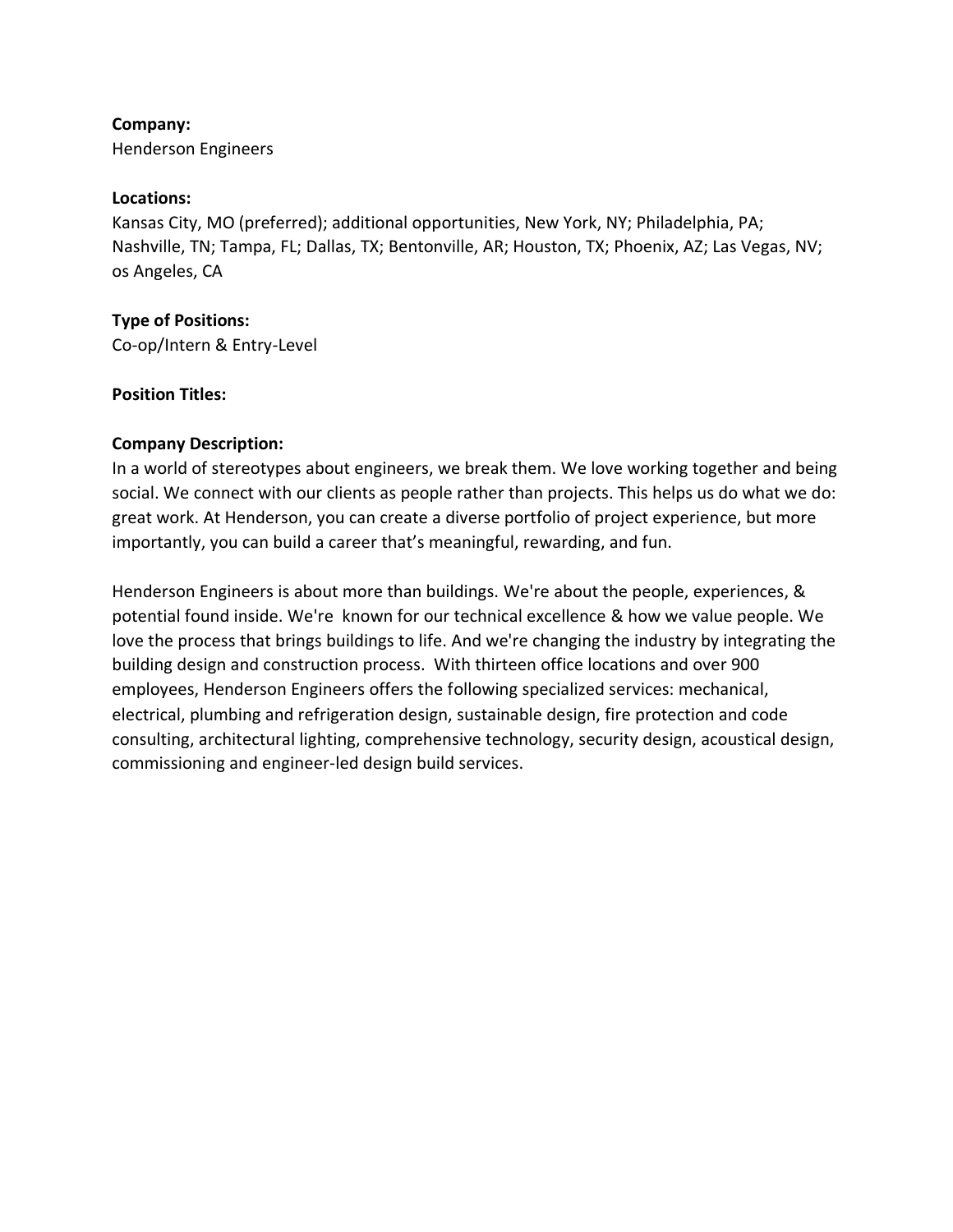**Company:**
Henderson Engineers

**Locations:**
Kansas City, MO (preferred); additional opportunities, New York, NY; Philadelphia, PA; Nashville, TN; Tampa, FL; Dallas, TX; Bentonville, AR; Houston, TX; Phoenix, AZ; Las Vegas, NV; os Angeles, CA

**Type of Positions:**
Co-op/Intern & Entry-Level

**Position Titles:**

**Company Description:**
In a world of stereotypes about engineers, we break them. We love working together and being social. We connect with our clients as people rather than projects. This helps us do what we do: great work. At Henderson, you can create a diverse portfolio of project experience, but more importantly, you can build a career that's meaningful, rewarding, and fun.

Henderson Engineers is about more than buildings. We're about the people, experiences, & potential found inside. We're known for our technical excellence & how we value people. We love the process that brings buildings to life. And we're changing the industry by integrating the building design and construction process. With thirteen office locations and over 900 employees, Henderson Engineers offers the following specialized services: mechanical, electrical, plumbing and refrigeration design, sustainable design, fire protection and code consulting, architectural lighting, comprehensive technology, security design, acoustical design, commissioning and engineer-led design build services.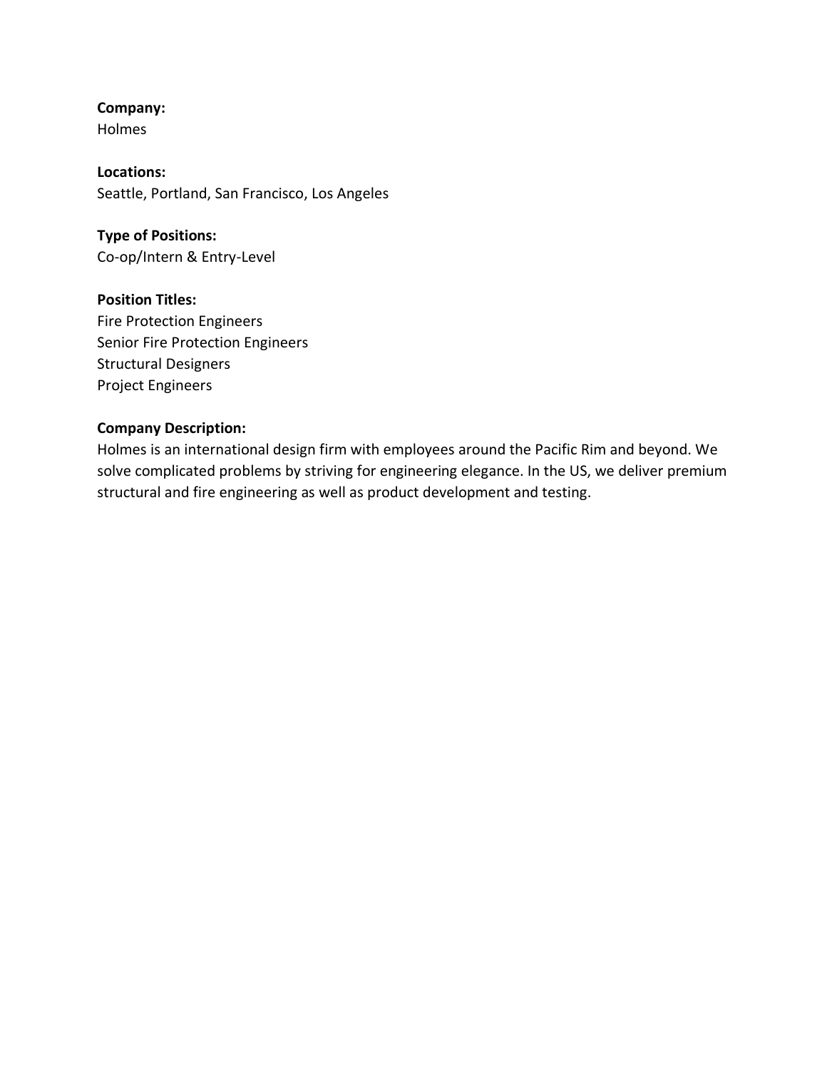**Company:**
Holmes

**Locations:**
Seattle, Portland, San Francisco, Los Angeles

**Type of Positions:**
Co-op/Intern & Entry-Level

**Position Titles:**
Fire Protection Engineers
Senior Fire Protection Engineers
Structural Designers
Project Engineers

**Company Description:**
Holmes is an international design firm with employees around the Pacific Rim and beyond. We solve complicated problems by striving for engineering elegance. In the US, we deliver premium structural and fire engineering as well as product development and testing.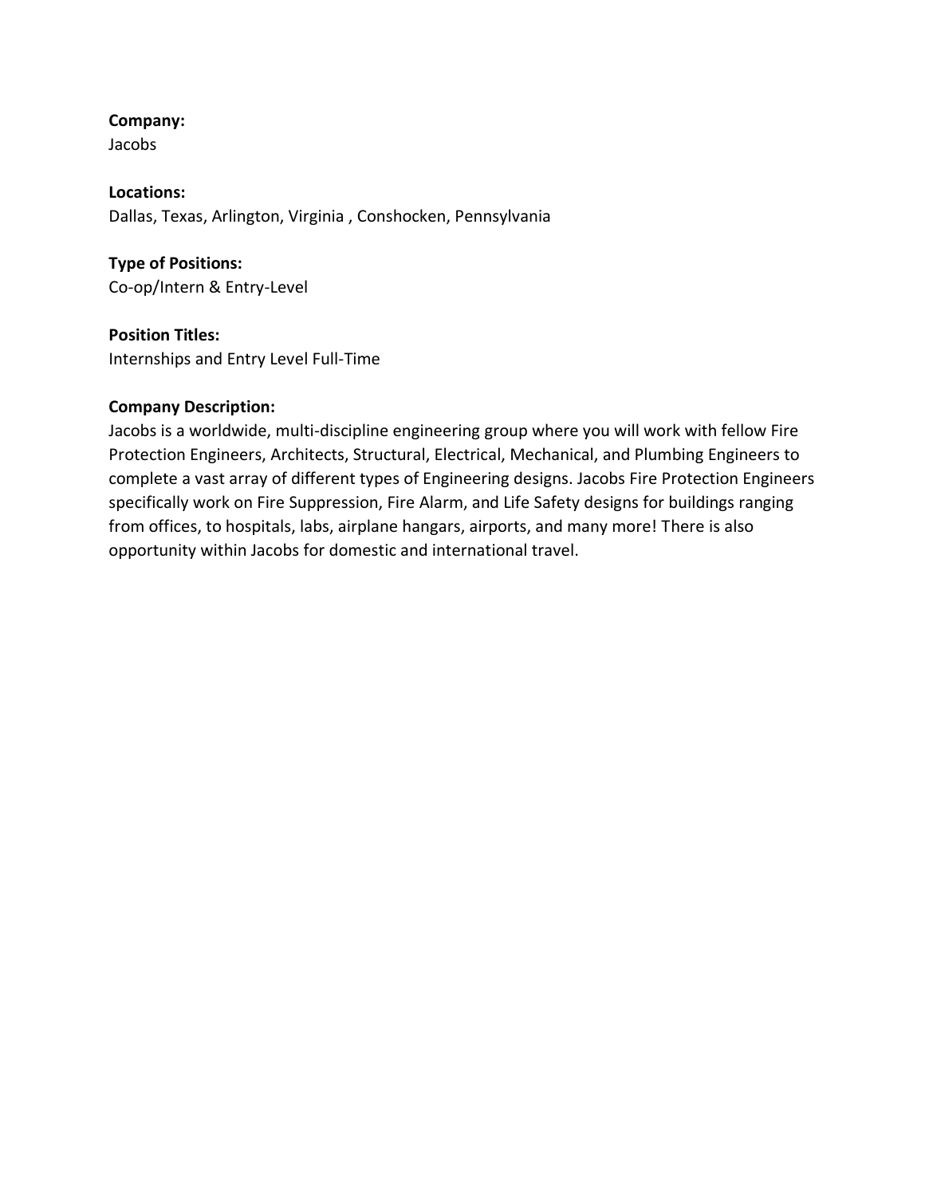**Company:**
Jacobs

**Locations:**
Dallas, Texas, Arlington, Virginia , Conshocken, Pennsylvania

**Type of Positions:**
Co-op/Intern & Entry-Level

**Position Titles:**
Internships and Entry Level Full-Time

**Company Description:**
Jacobs is a worldwide, multi-discipline engineering group where you will work with fellow Fire Protection Engineers, Architects, Structural, Electrical, Mechanical, and Plumbing Engineers to complete a vast array of different types of Engineering designs. Jacobs Fire Protection Engineers specifically work on Fire Suppression, Fire Alarm, and Life Safety designs for buildings ranging from offices, to hospitals, labs, airplane hangars, airports, and many more! There is also opportunity within Jacobs for domestic and international travel.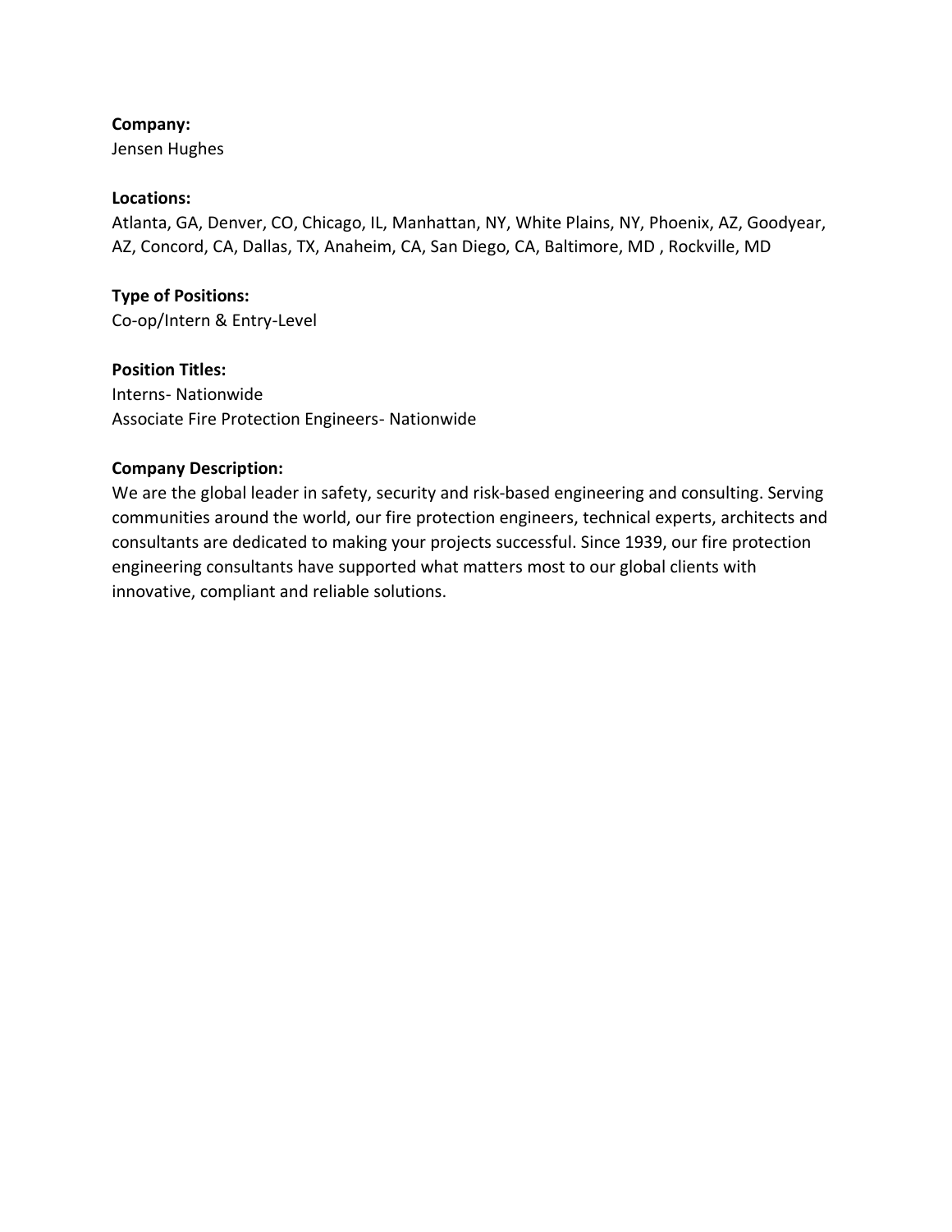**Company:**
Jensen Hughes

**Locations:**
Atlanta, GA, Denver, CO, Chicago, IL, Manhattan, NY, White Plains, NY, Phoenix, AZ, Goodyear, AZ, Concord, CA, Dallas, TX, Anaheim, CA, San Diego, CA, Baltimore, MD , Rockville, MD

**Type of Positions:**
Co-op/Intern & Entry-Level

**Position Titles:**
Interns- Nationwide
Associate Fire Protection Engineers- Nationwide

**Company Description:**
We are the global leader in safety, security and risk-based engineering and consulting. Serving communities around the world, our fire protection engineers, technical experts, architects and consultants are dedicated to making your projects successful. Since 1939, our fire protection engineering consultants have supported what matters most to our global clients with innovative, compliant and reliable solutions.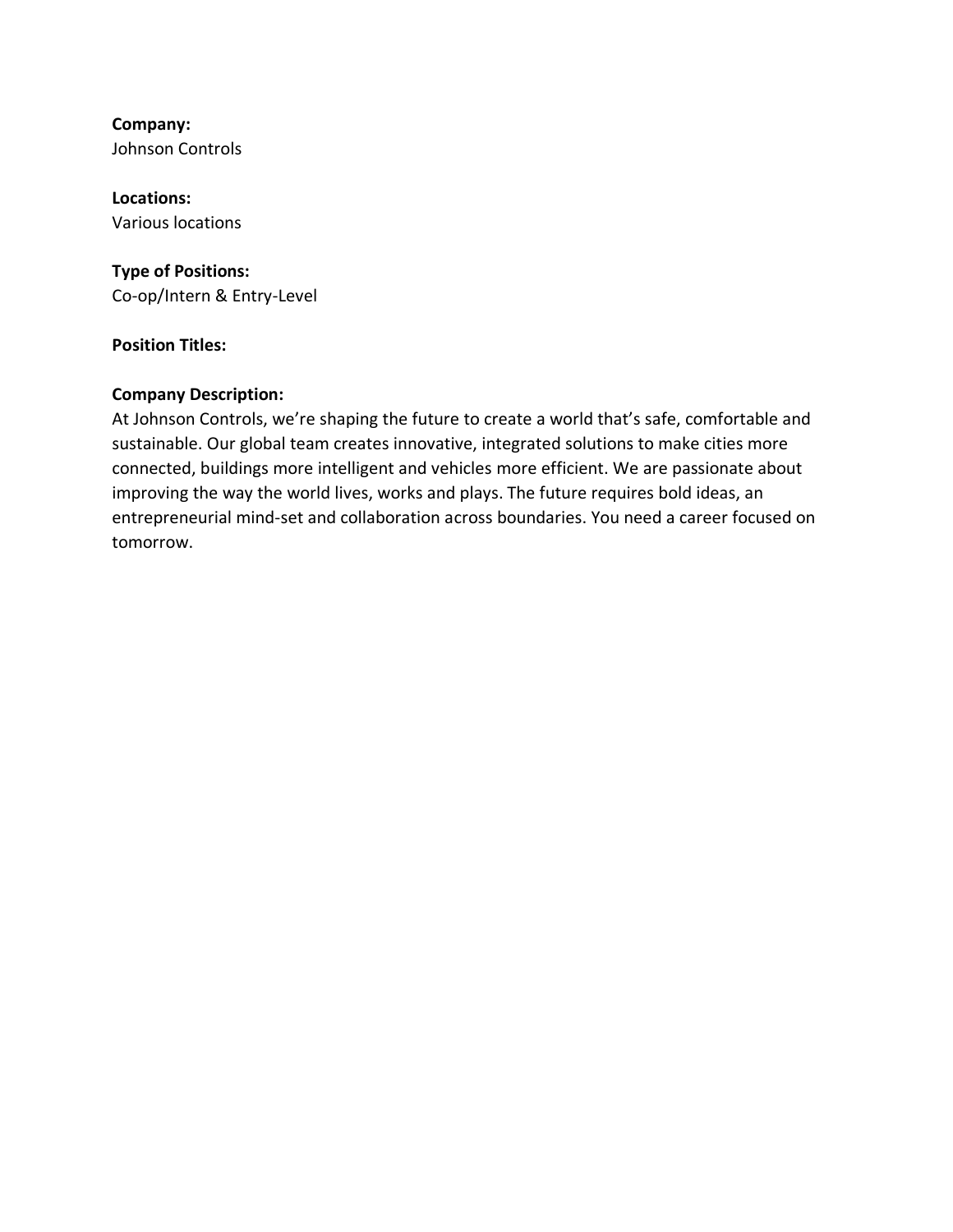**Company:**
Johnson Controls

**Locations:**
Various locations

**Type of Positions:**
Co-op/Intern & Entry-Level

**Position Titles:**

**Company Description:**
At Johnson Controls, we're shaping the future to create a world that's safe, comfortable and sustainable. Our global team creates innovative, integrated solutions to make cities more connected, buildings more intelligent and vehicles more efficient. We are passionate about improving the way the world lives, works and plays. The future requires bold ideas, an entrepreneurial mind-set and collaboration across boundaries. You need a career focused on tomorrow.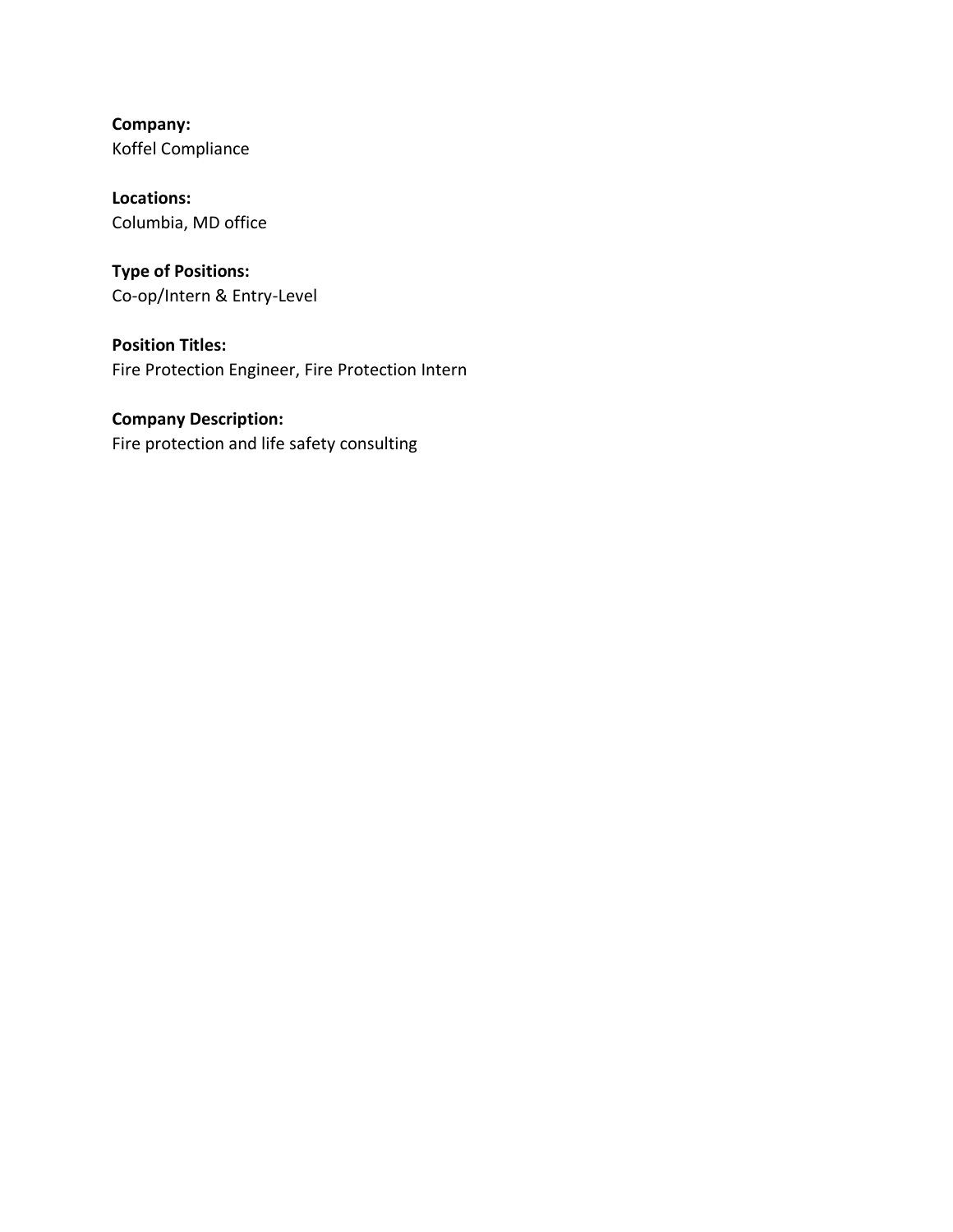**Company:**
Koffel Compliance

**Locations:**
Columbia, MD office

**Type of Positions:**
Co-op/Intern & Entry-Level

**Position Titles:**
Fire Protection Engineer, Fire Protection Intern

**Company Description:**
Fire protection and life safety consulting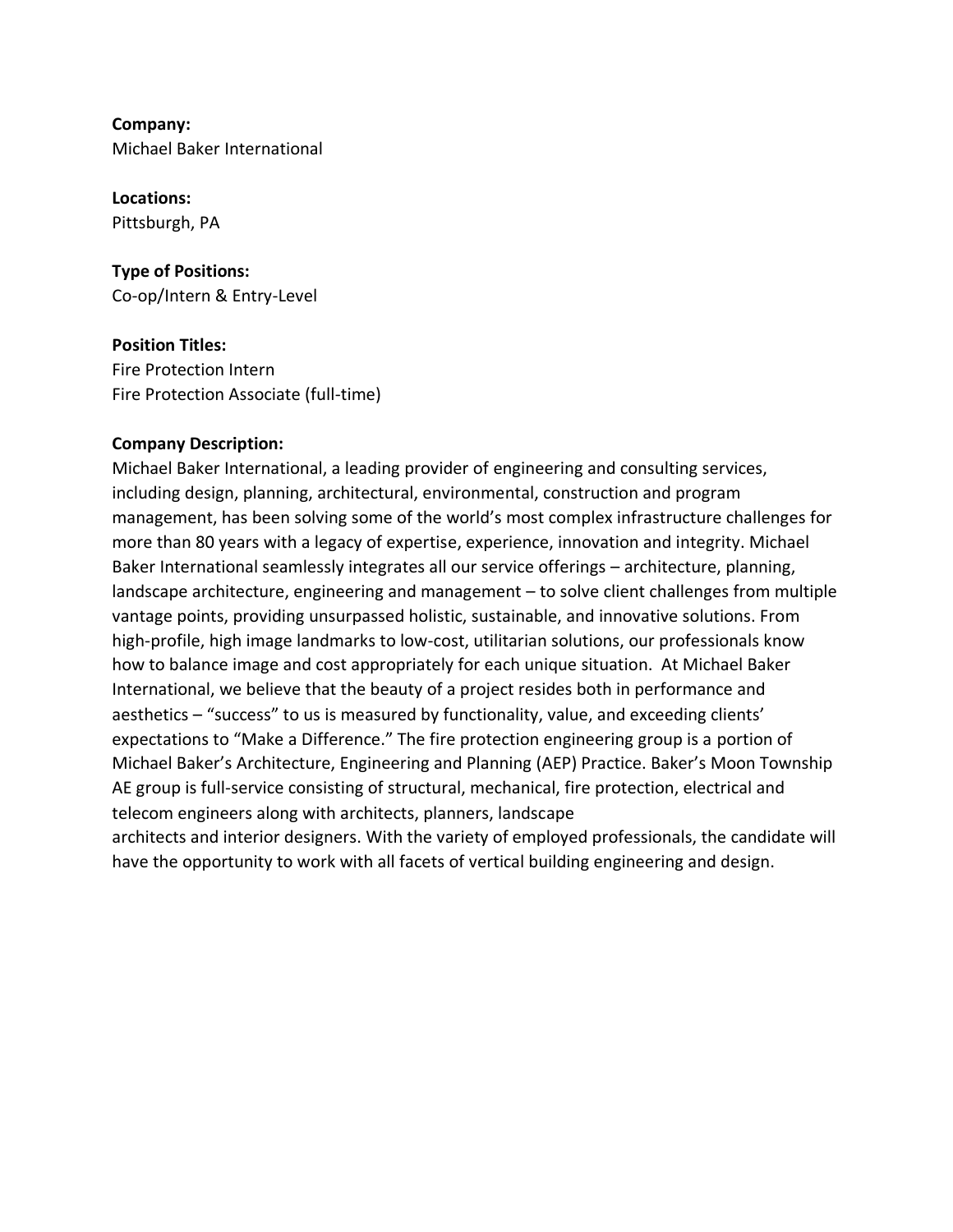**Company:**
Michael Baker International

**Locations:**
Pittsburgh, PA

**Type of Positions:**
Co-op/Intern & Entry-Level

**Position Titles:**
Fire Protection Intern
Fire Protection Associate (full-time)

**Company Description:**
Michael Baker International, a leading provider of engineering and consulting services, including design, planning, architectural, environmental, construction and program management, has been solving some of the world's most complex infrastructure challenges for more than 80 years with a legacy of expertise, experience, innovation and integrity. Michael Baker International seamlessly integrates all our service offerings – architecture, planning, landscape architecture, engineering and management – to solve client challenges from multiple vantage points, providing unsurpassed holistic, sustainable, and innovative solutions. From high-profile, high image landmarks to low-cost, utilitarian solutions, our professionals know how to balance image and cost appropriately for each unique situation. At Michael Baker International, we believe that the beauty of a project resides both in performance and aesthetics – "success" to us is measured by functionality, value, and exceeding clients' expectations to "Make a Difference." The fire protection engineering group is a portion of Michael Baker's Architecture, Engineering and Planning (AEP) Practice. Baker's Moon Township AE group is full-service consisting of structural, mechanical, fire protection, electrical and telecom engineers along with architects, planners, landscape architects and interior designers. With the variety of employed professionals, the candidate will have the opportunity to work with all facets of vertical building engineering and design.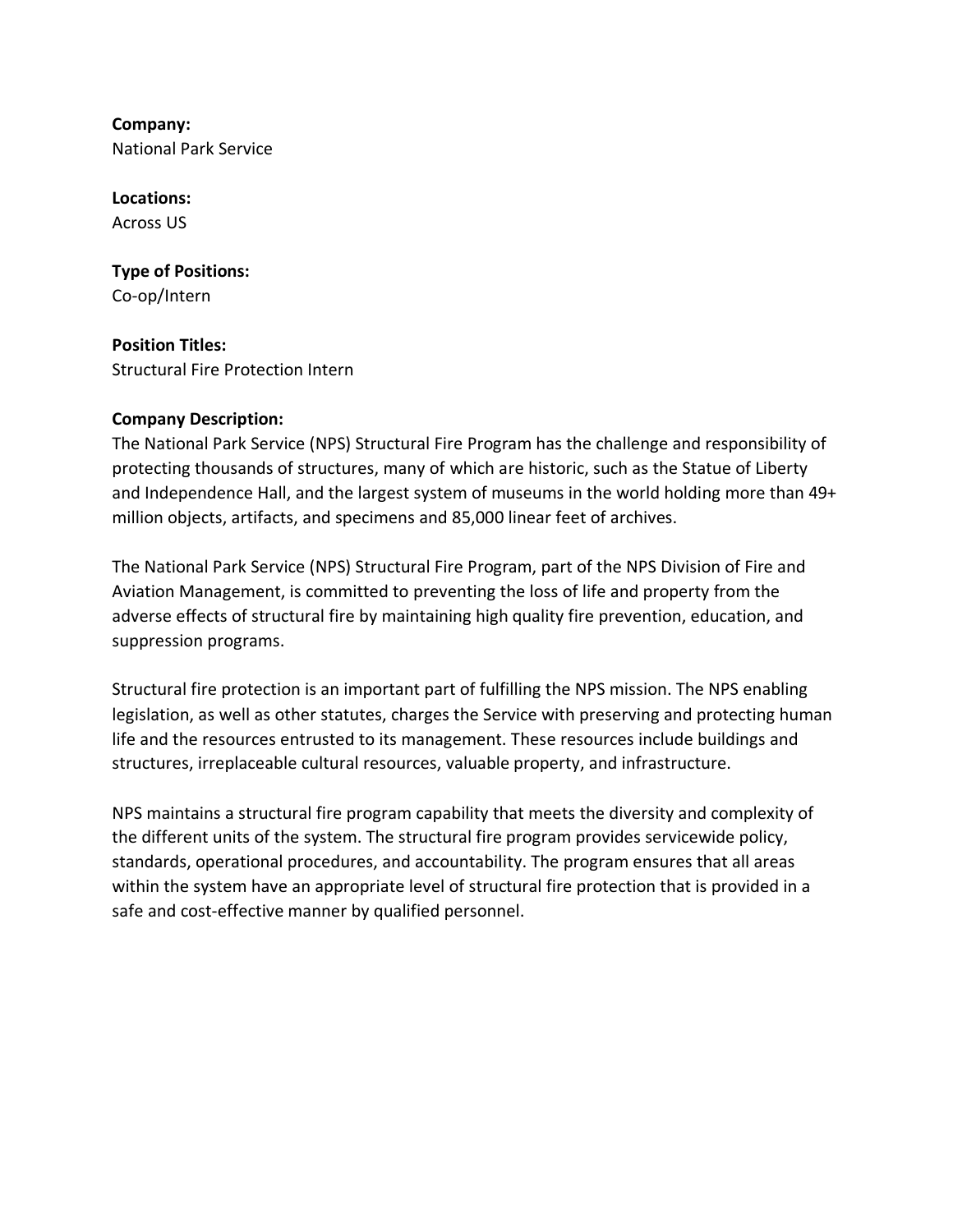**Company:**
National Park Service

**Locations:**
Across US

**Type of Positions:**
Co-op/Intern

**Position Titles:**
Structural Fire Protection Intern

**Company Description:**
The National Park Service (NPS) Structural Fire Program has the challenge and responsibility of protecting thousands of structures, many of which are historic, such as the Statue of Liberty and Independence Hall, and the largest system of museums in the world holding more than 49+ million objects, artifacts, and specimens and 85,000 linear feet of archives.

The National Park Service (NPS) Structural Fire Program, part of the NPS Division of Fire and Aviation Management, is committed to preventing the loss of life and property from the adverse effects of structural fire by maintaining high quality fire prevention, education, and suppression programs.

Structural fire protection is an important part of fulfilling the NPS mission. The NPS enabling legislation, as well as other statutes, charges the Service with preserving and protecting human life and the resources entrusted to its management. These resources include buildings and structures, irreplaceable cultural resources, valuable property, and infrastructure.

NPS maintains a structural fire program capability that meets the diversity and complexity of the different units of the system. The structural fire program provides servicewide policy, standards, operational procedures, and accountability. The program ensures that all areas within the system have an appropriate level of structural fire protection that is provided in a safe and cost-effective manner by qualified personnel.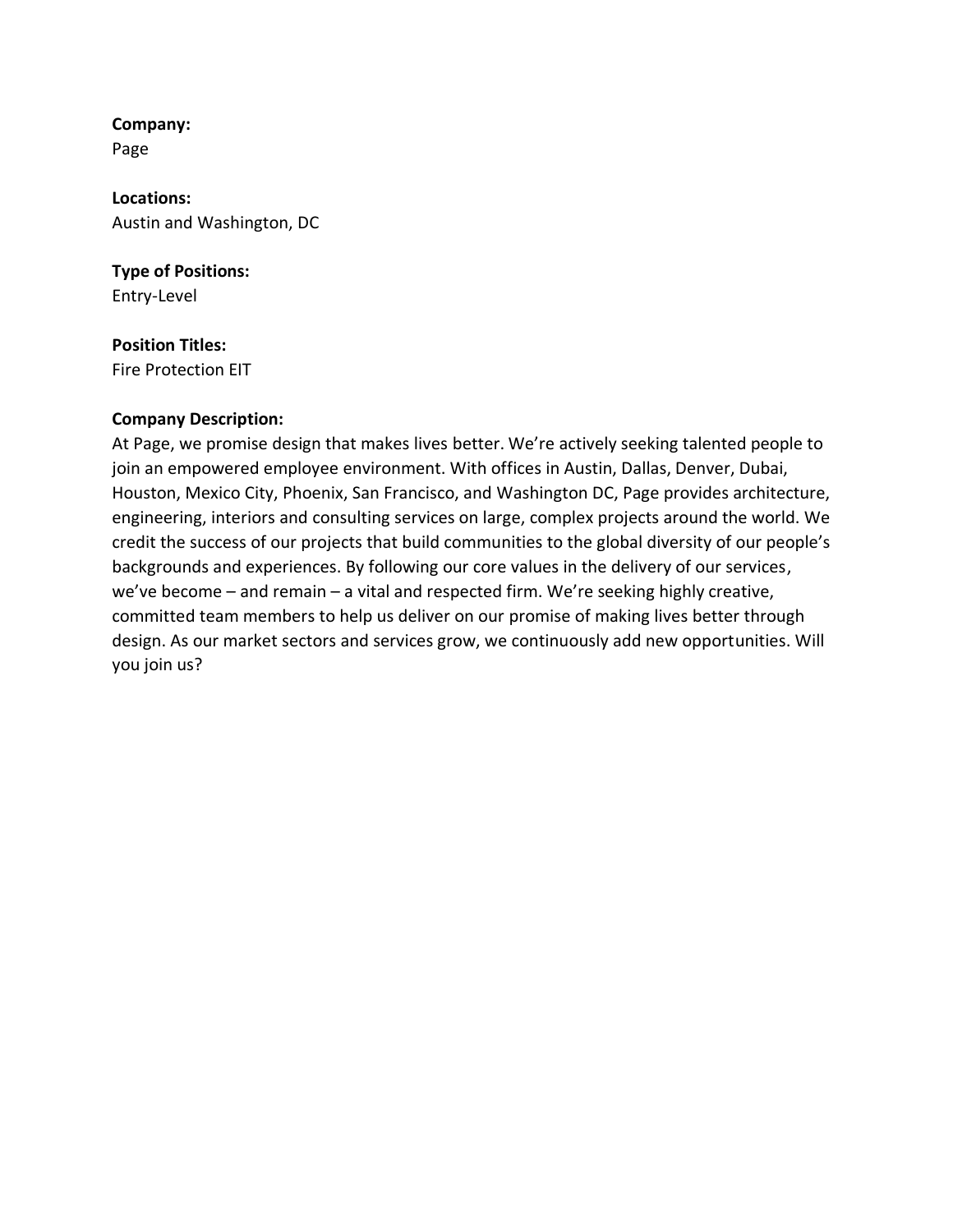**Company:**
Page

**Locations:**
Austin and Washington, DC

**Type of Positions:**
Entry-Level

**Position Titles:**
Fire Protection EIT

**Company Description:**
At Page, we promise design that makes lives better. We're actively seeking talented people to join an empowered employee environment. With offices in Austin, Dallas, Denver, Dubai, Houston, Mexico City, Phoenix, San Francisco, and Washington DC, Page provides architecture, engineering, interiors and consulting services on large, complex projects around the world. We credit the success of our projects that build communities to the global diversity of our people's backgrounds and experiences. By following our core values in the delivery of our services, we've become – and remain – a vital and respected firm. We're seeking highly creative, committed team members to help us deliver on our promise of making lives better through design. As our market sectors and services grow, we continuously add new opportunities. Will you join us?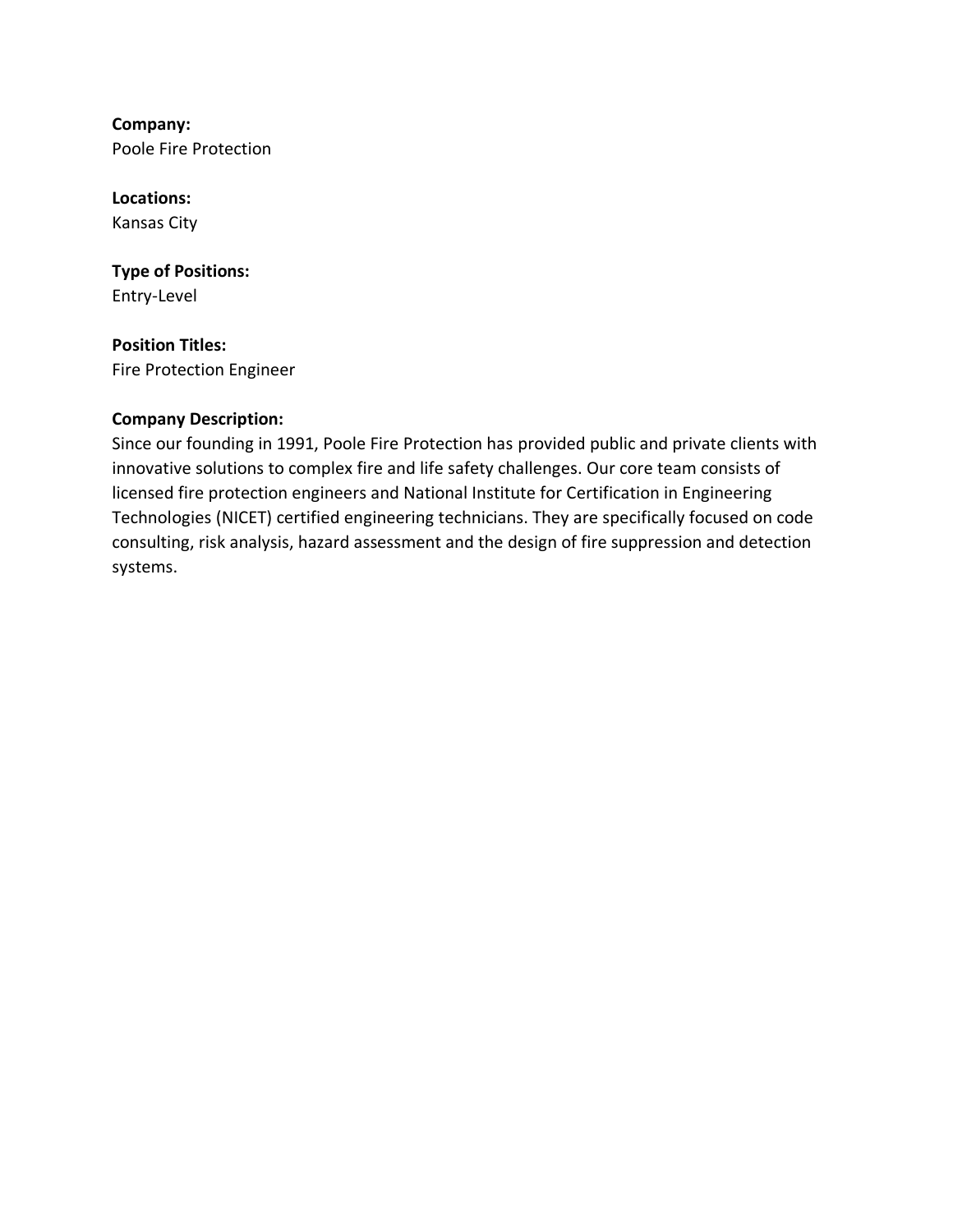**Company:**
Poole Fire Protection

**Locations:**
Kansas City

**Type of Positions:**
Entry-Level

**Position Titles:**
Fire Protection Engineer

**Company Description:**
Since our founding in 1991, Poole Fire Protection has provided public and private clients with innovative solutions to complex fire and life safety challenges. Our core team consists of licensed fire protection engineers and National Institute for Certification in Engineering Technologies (NICET) certified engineering technicians. They are specifically focused on code consulting, risk analysis, hazard assessment and the design of fire suppression and detection systems.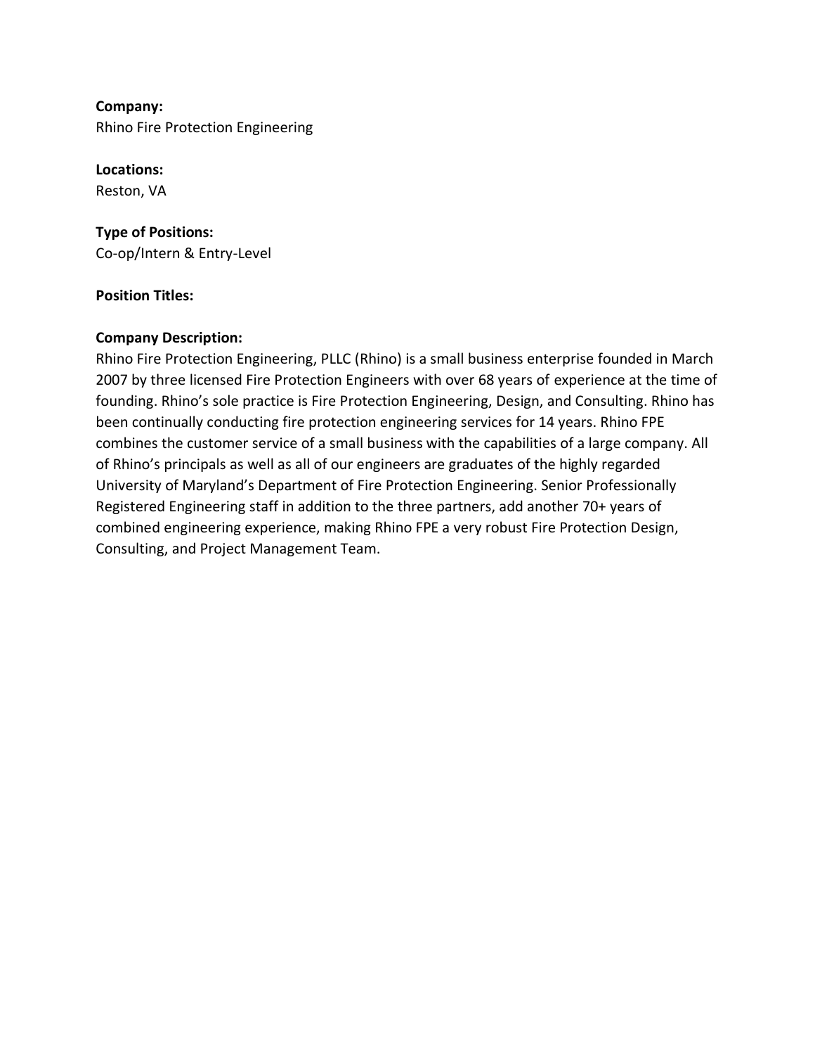**Company:**
Rhino Fire Protection Engineering

**Locations:**
Reston, VA

**Type of Positions:**
Co-op/Intern & Entry-Level

**Position Titles:**

**Company Description:**
Rhino Fire Protection Engineering, PLLC (Rhino) is a small business enterprise founded in March 2007 by three licensed Fire Protection Engineers with over 68 years of experience at the time of founding. Rhino's sole practice is Fire Protection Engineering, Design, and Consulting. Rhino has been continually conducting fire protection engineering services for 14 years. Rhino FPE combines the customer service of a small business with the capabilities of a large company. All of Rhino's principals as well as all of our engineers are graduates of the highly regarded University of Maryland's Department of Fire Protection Engineering. Senior Professionally Registered Engineering staff in addition to the three partners, add another 70+ years of combined engineering experience, making Rhino FPE a very robust Fire Protection Design, Consulting, and Project Management Team.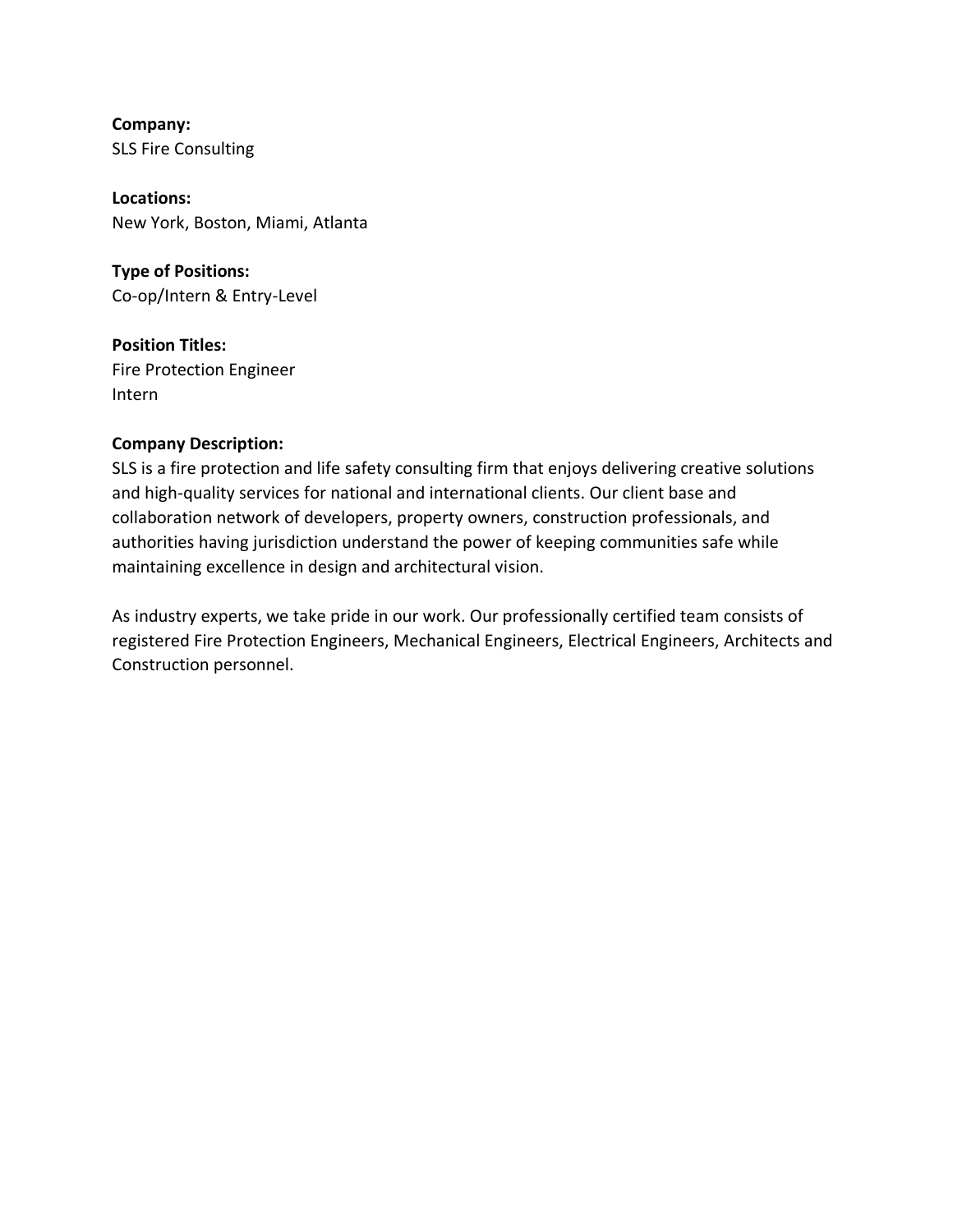**Company:**
SLS Fire Consulting

**Locations:**
New York, Boston, Miami, Atlanta

**Type of Positions:**
Co-op/Intern & Entry-Level

**Position Titles:**
Fire Protection Engineer
Intern

**Company Description:**
SLS is a fire protection and life safety consulting firm that enjoys delivering creative solutions and high-quality services for national and international clients. Our client base and collaboration network of developers, property owners, construction professionals, and authorities having jurisdiction understand the power of keeping communities safe while maintaining excellence in design and architectural vision.

As industry experts, we take pride in our work. Our professionally certified team consists of registered Fire Protection Engineers, Mechanical Engineers, Electrical Engineers, Architects and Construction personnel.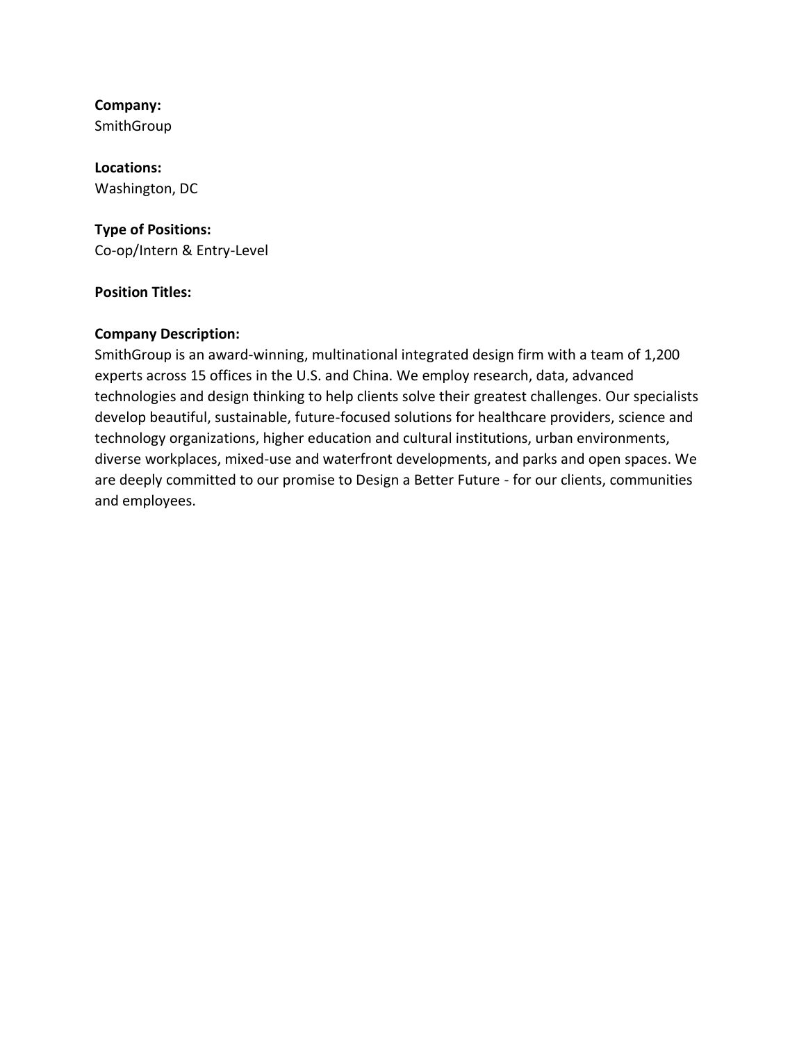**Company:**
SmithGroup

**Locations:**
Washington, DC

**Type of Positions:**
Co-op/Intern & Entry-Level

**Position Titles:**

**Company Description:**
SmithGroup is an award-winning, multinational integrated design firm with a team of 1,200 experts across 15 offices in the U.S. and China. We employ research, data, advanced technologies and design thinking to help clients solve their greatest challenges. Our specialists develop beautiful, sustainable, future-focused solutions for healthcare providers, science and technology organizations, higher education and cultural institutions, urban environments, diverse workplaces, mixed-use and waterfront developments, and parks and open spaces. We are deeply committed to our promise to Design a Better Future - for our clients, communities and employees.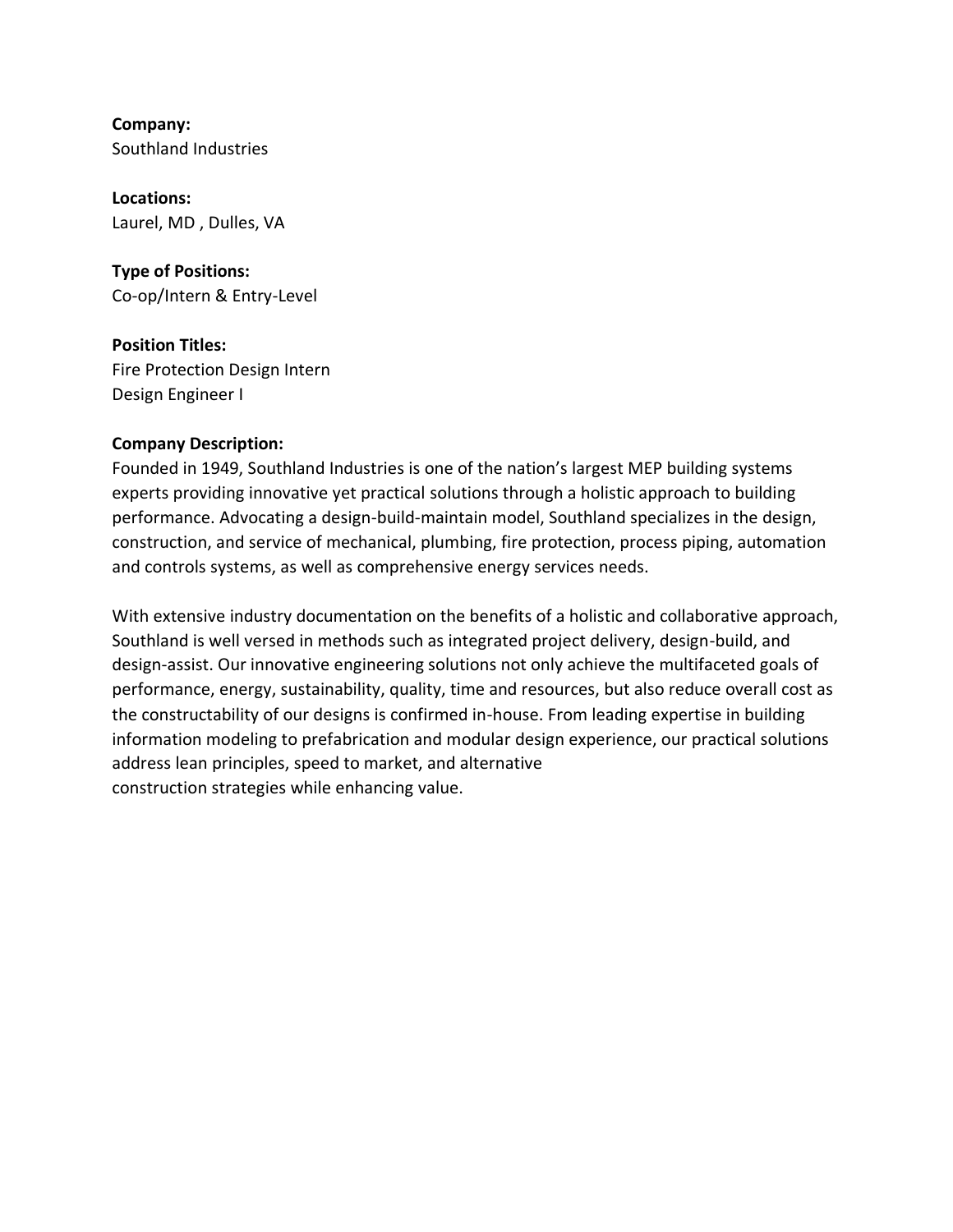**Company:**
Southland Industries

**Locations:**
Laurel, MD , Dulles, VA

**Type of Positions:**
Co-op/Intern & Entry-Level

**Position Titles:**
Fire Protection Design Intern
Design Engineer I

**Company Description:**
Founded in 1949, Southland Industries is one of the nation's largest MEP building systems experts providing innovative yet practical solutions through a holistic approach to building performance. Advocating a design-build-maintain model, Southland specializes in the design, construction, and service of mechanical, plumbing, fire protection, process piping, automation and controls systems, as well as comprehensive energy services needs.

With extensive industry documentation on the benefits of a holistic and collaborative approach, Southland is well versed in methods such as integrated project delivery, design-build, and design-assist. Our innovative engineering solutions not only achieve the multifaceted goals of performance, energy, sustainability, quality, time and resources, but also reduce overall cost as the constructability of our designs is confirmed in-house. From leading expertise in building information modeling to prefabrication and modular design experience, our practical solutions address lean principles, speed to market, and alternative construction strategies while enhancing value.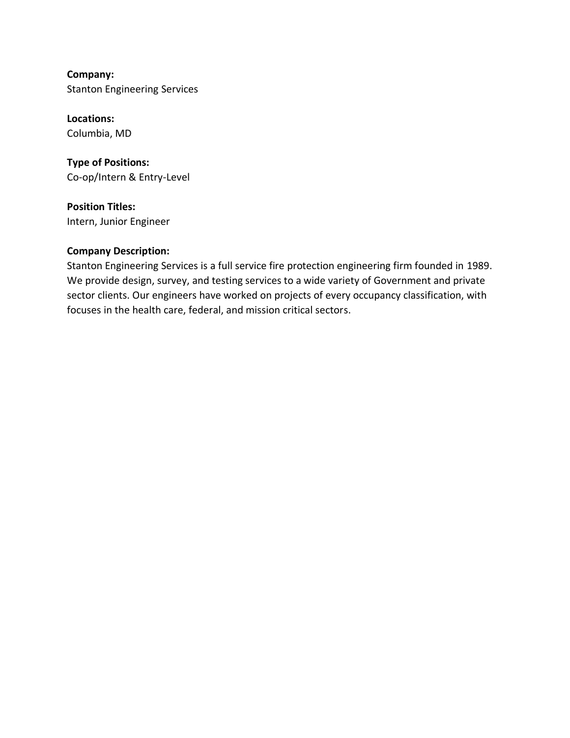**Company:**
Stanton Engineering Services

**Locations:**
Columbia, MD

**Type of Positions:**
Co-op/Intern & Entry-Level

**Position Titles:**
Intern, Junior Engineer

**Company Description:**
Stanton Engineering Services is a full service fire protection engineering firm founded in 1989. We provide design, survey, and testing services to a wide variety of Government and private sector clients. Our engineers have worked on projects of every occupancy classification, with focuses in the health care, federal, and mission critical sectors.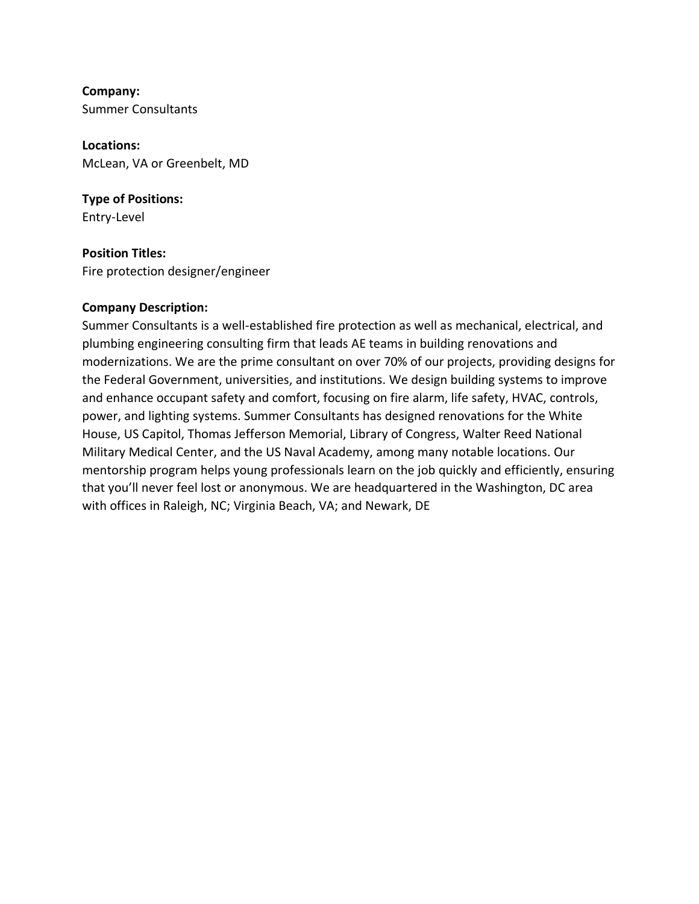**Company:**
Summer Consultants

**Locations:**
McLean, VA or Greenbelt, MD

**Type of Positions:**
Entry-Level

**Position Titles:**
Fire protection designer/engineer

**Company Description:**
Summer Consultants is a well-established fire protection as well as mechanical, electrical, and plumbing engineering consulting firm that leads AE teams in building renovations and modernizations. We are the prime consultant on over 70% of our projects, providing designs for the Federal Government, universities, and institutions. We design building systems to improve and enhance occupant safety and comfort, focusing on fire alarm, life safety, HVAC, controls, power, and lighting systems. Summer Consultants has designed renovations for the White House, US Capitol, Thomas Jefferson Memorial, Library of Congress, Walter Reed National Military Medical Center, and the US Naval Academy, among many notable locations. Our mentorship program helps young professionals learn on the job quickly and efficiently, ensuring that you'll never feel lost or anonymous. We are headquartered in the Washington, DC area with offices in Raleigh, NC; Virginia Beach, VA; and Newark, DE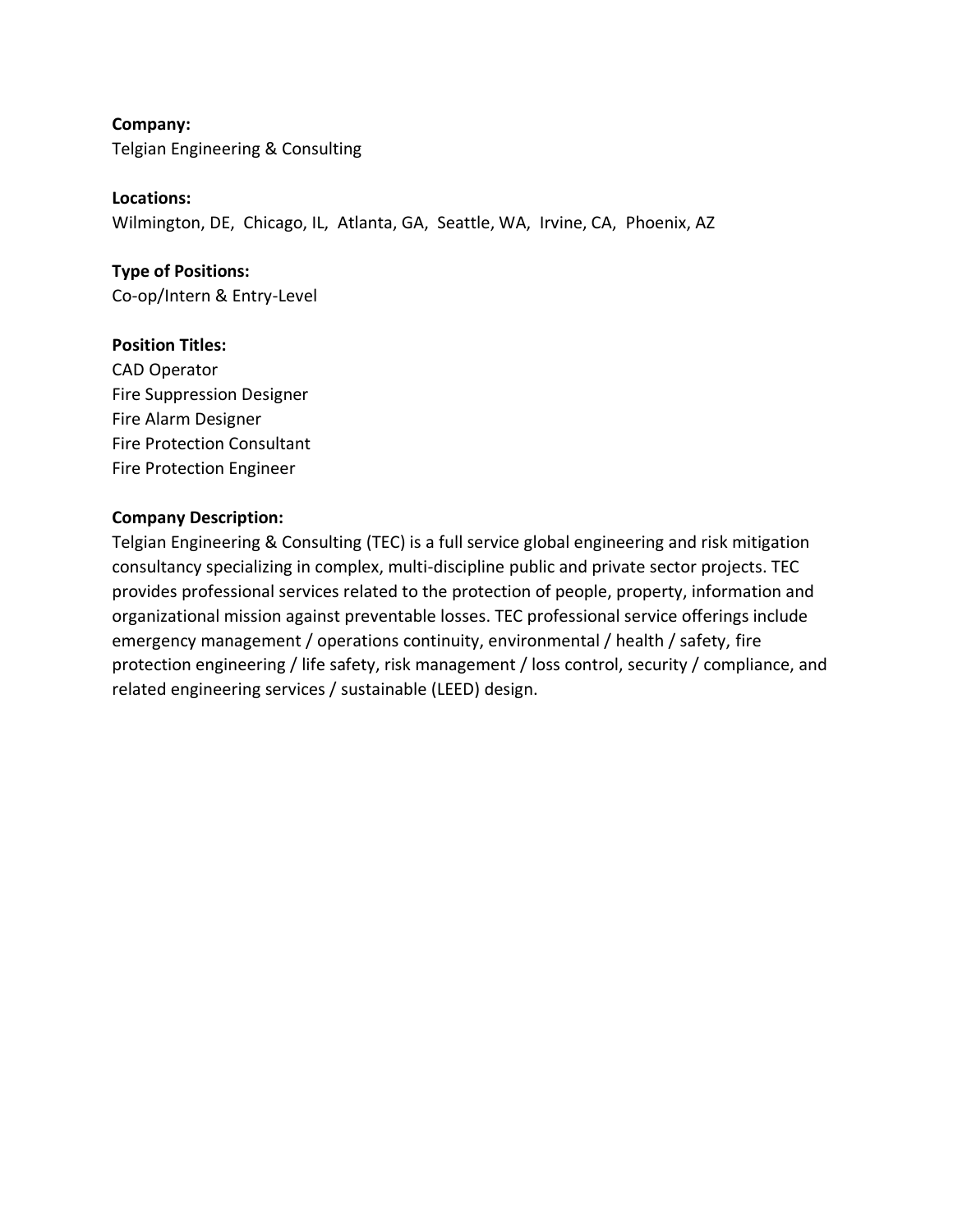**Company:**
Telgian Engineering & Consulting

**Locations:**
Wilmington, DE, Chicago, IL, Atlanta, GA, Seattle, WA, Irvine, CA, Phoenix, AZ

**Type of Positions:**
Co-op/Intern & Entry-Level

**Position Titles:**
CAD Operator
Fire Suppression Designer
Fire Alarm Designer
Fire Protection Consultant
Fire Protection Engineer

**Company Description:**
Telgian Engineering & Consulting (TEC) is a full service global engineering and risk mitigation consultancy specializing in complex, multi-discipline public and private sector projects. TEC provides professional services related to the protection of people, property, information and organizational mission against preventable losses. TEC professional service offerings include emergency management / operations continuity, environmental / health / safety, fire protection engineering / life safety, risk management / loss control, security / compliance, and related engineering services / sustainable (LEED) design.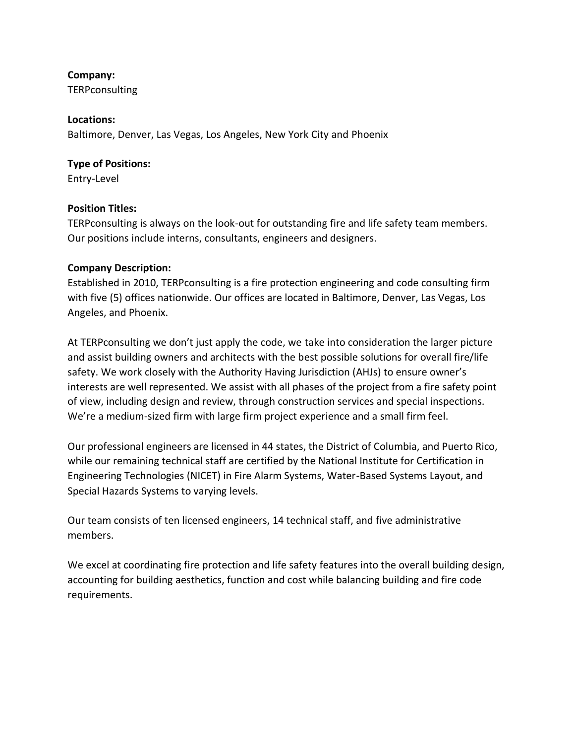**Company:**
TERPconsulting

**Locations:**
Baltimore, Denver, Las Vegas, Los Angeles, New York City and Phoenix

**Type of Positions:**
Entry-Level

**Position Titles:**
TERPconsulting is always on the look-out for outstanding fire and life safety team members. Our positions include interns, consultants, engineers and designers.

**Company Description:**
Established in 2010, TERPconsulting is a fire protection engineering and code consulting firm with five (5) offices nationwide. Our offices are located in Baltimore, Denver, Las Vegas, Los Angeles, and Phoenix.

At TERPconsulting we don't just apply the code, we take into consideration the larger picture and assist building owners and architects with the best possible solutions for overall fire/life safety. We work closely with the Authority Having Jurisdiction (AHJs) to ensure owner's interests are well represented. We assist with all phases of the project from a fire safety point of view, including design and review, through construction services and special inspections. We're a medium-sized firm with large firm project experience and a small firm feel.

Our professional engineers are licensed in 44 states, the District of Columbia, and Puerto Rico, while our remaining technical staff are certified by the National Institute for Certification in Engineering Technologies (NICET) in Fire Alarm Systems, Water-Based Systems Layout, and Special Hazards Systems to varying levels.

Our team consists of ten licensed engineers, 14 technical staff, and five administrative members.

We excel at coordinating fire protection and life safety features into the overall building design, accounting for building aesthetics, function and cost while balancing building and fire code requirements.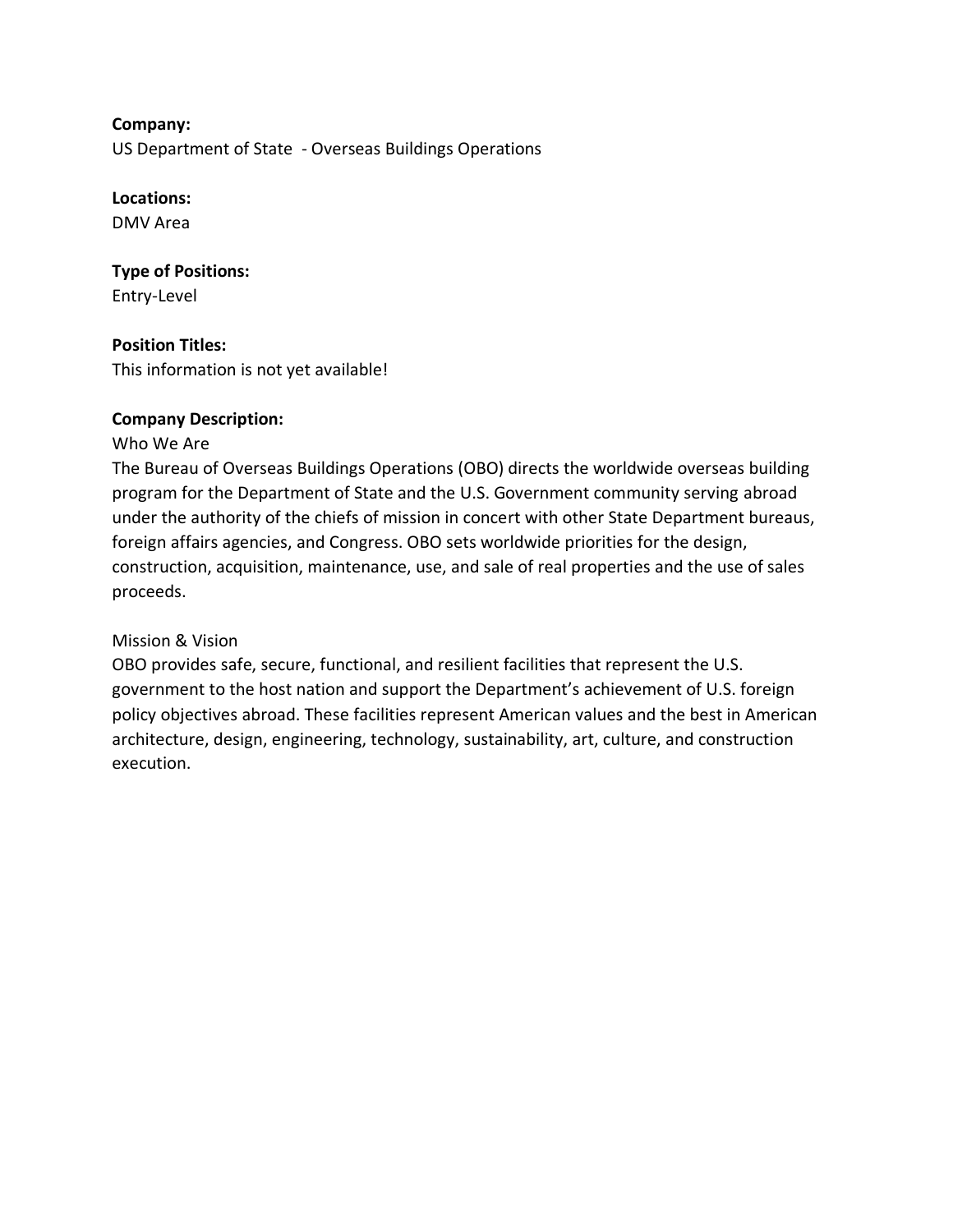**Company:**
US Department of State - Overseas Buildings Operations

**Locations:**
DMV Area

**Type of Positions:**
Entry-Level

**Position Titles:**
This information is not yet available!

**Company Description:**
Who We Are
The Bureau of Overseas Buildings Operations (OBO) directs the worldwide overseas building program for the Department of State and the U.S. Government community serving abroad under the authority of the chiefs of mission in concert with other State Department bureaus, foreign affairs agencies, and Congress. OBO sets worldwide priorities for the design, construction, acquisition, maintenance, use, and sale of real properties and the use of sales proceeds.

Mission & Vision
OBO provides safe, secure, functional, and resilient facilities that represent the U.S. government to the host nation and support the Department's achievement of U.S. foreign policy objectives abroad. These facilities represent American values and the best in American architecture, design, engineering, technology, sustainability, art, culture, and construction execution.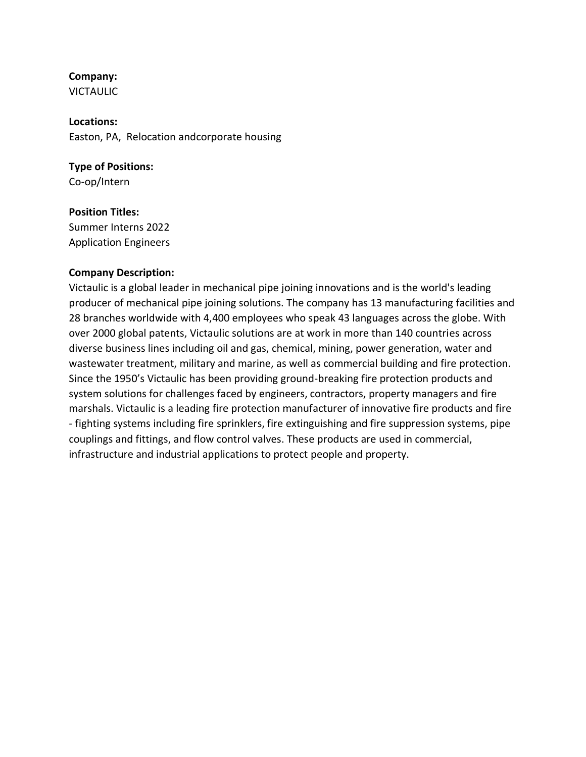**Company:**
VICTAULIC

**Locations:**
Easton, PA,  Relocation andcorporate housing

**Type of Positions:**
Co-op/Intern

**Position Titles:**
Summer Interns 2022
Application Engineers

**Company Description:**
Victaulic is a global leader in mechanical pipe joining innovations and is the world's leading producer of mechanical pipe joining solutions. The company has 13 manufacturing facilities and 28 branches worldwide with 4,400 employees who speak 43 languages across the globe. With over 2000 global patents, Victaulic solutions are at work in more than 140 countries across diverse business lines including oil and gas, chemical, mining, power generation, water and wastewater treatment, military and marine, as well as commercial building and fire protection. Since the 1950's Victaulic has been providing ground-breaking fire protection products and system solutions for challenges faced by engineers, contractors, property managers and fire marshals. Victaulic is a leading fire protection manufacturer of innovative fire products and fire - fighting systems including fire sprinklers, fire extinguishing and fire suppression systems, pipe couplings and fittings, and flow control valves. These products are used in commercial, infrastructure and industrial applications to protect people and property.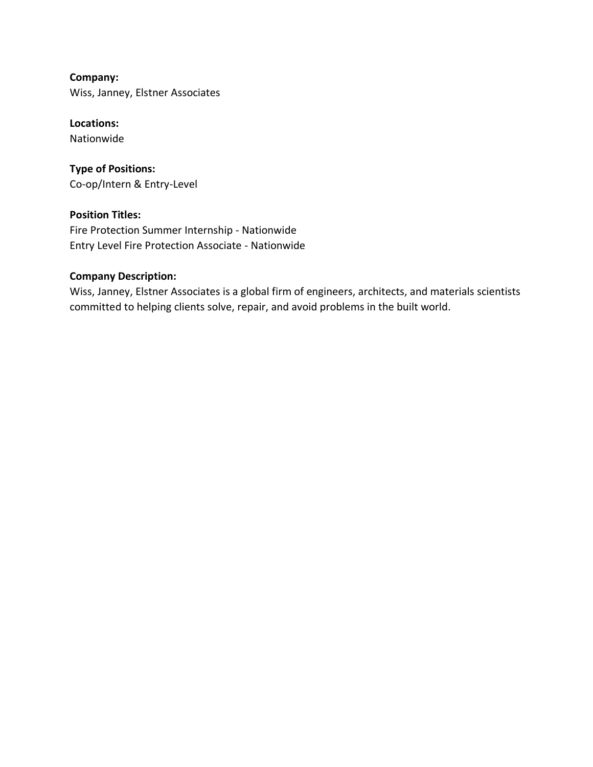**Company:**
Wiss, Janney, Elstner Associates

**Locations:**
Nationwide

**Type of Positions:**
Co-op/Intern & Entry-Level

**Position Titles:**
Fire Protection Summer Internship - Nationwide
Entry Level Fire Protection Associate - Nationwide

**Company Description:**
Wiss, Janney, Elstner Associates is a global firm of engineers, architects, and materials scientists committed to helping clients solve, repair, and avoid problems in the built world.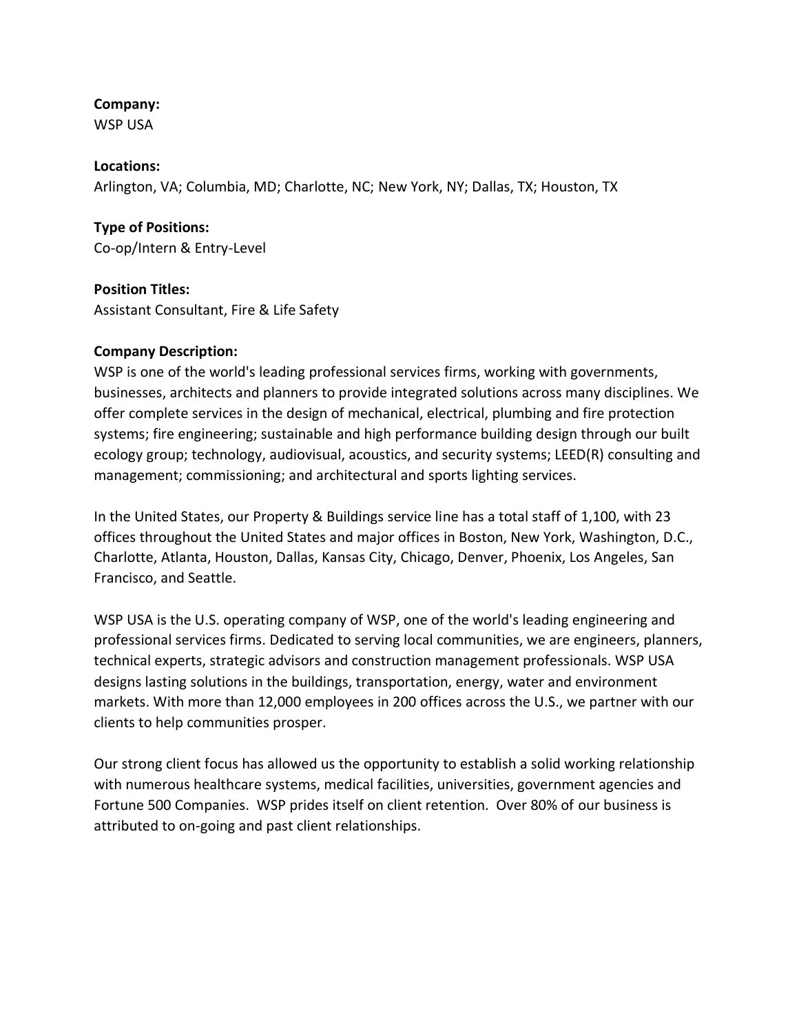**Company:**
WSP USA

**Locations:**
Arlington, VA; Columbia, MD; Charlotte, NC; New York, NY; Dallas, TX; Houston, TX

**Type of Positions:**
Co-op/Intern & Entry-Level

**Position Titles:**
Assistant Consultant, Fire & Life Safety

**Company Description:**
WSP is one of the world's leading professional services firms, working with governments, businesses, architects and planners to provide integrated solutions across many disciplines. We offer complete services in the design of mechanical, electrical, plumbing and fire protection systems; fire engineering; sustainable and high performance building design through our built ecology group; technology, audiovisual, acoustics, and security systems; LEED(R) consulting and management; commissioning; and architectural and sports lighting services.

In the United States, our Property & Buildings service line has a total staff of 1,100, with 23 offices throughout the United States and major offices in Boston, New York, Washington, D.C., Charlotte, Atlanta, Houston, Dallas, Kansas City, Chicago, Denver, Phoenix, Los Angeles, San Francisco, and Seattle.

WSP USA is the U.S. operating company of WSP, one of the world's leading engineering and professional services firms. Dedicated to serving local communities, we are engineers, planners, technical experts, strategic advisors and construction management professionals. WSP USA designs lasting solutions in the buildings, transportation, energy, water and environment markets. With more than 12,000 employees in 200 offices across the U.S., we partner with our clients to help communities prosper.

Our strong client focus has allowed us the opportunity to establish a solid working relationship with numerous healthcare systems, medical facilities, universities, government agencies and Fortune 500 Companies. WSP prides itself on client retention. Over 80% of our business is attributed to on-going and past client relationships.